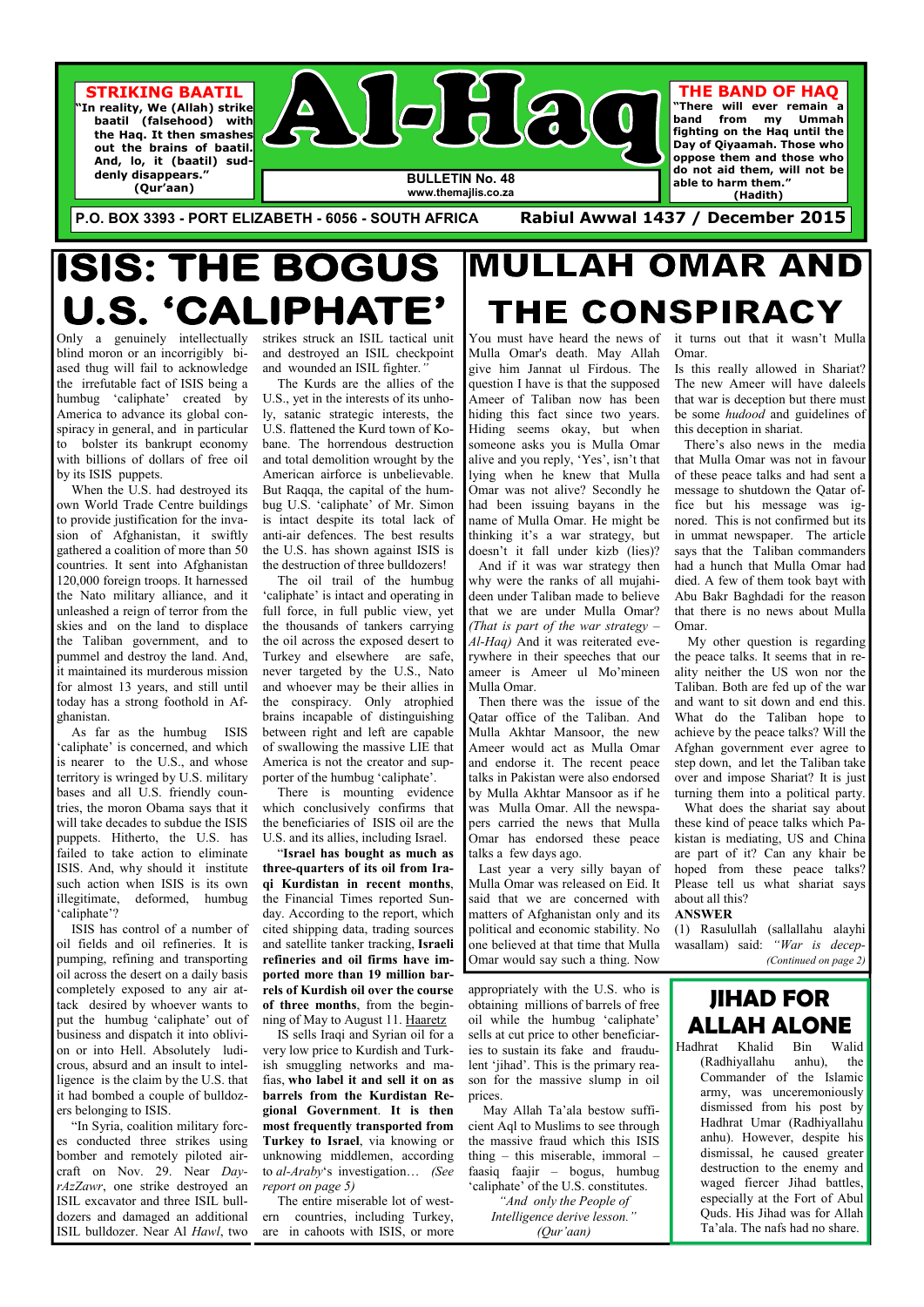# Al-Haq

**STRIKING BAATIL**

**"In reality, We (Allah) strike baatil (falsehood) with the Haq. It then smashes out the brains of baatil. And, lo, it (baatil) suddenly disappears." (Qur'aan)**

**BULLETIN No. 48**
**www.themajlis.co.za**

**THE BAND OF HAQ**

**"There will ever remain a band from my Ummah fighting on the Haq until the Day of Qiyaamah. Those who oppose them and those who do not aid them, will not be able to harm them." (Hadith)**

**P.O. BOX 3393 - PORT ELIZABETH - 6056 - SOUTH AFRICA**

**Rabiul Awwal 1437 / December 2015**

# ISIS: THE BOGUS U.S. 'CALIPHATE'

Only a genuinely intellectually blind moron or an incorrigibly biased thug will fail to acknowledge the irrefutable fact of ISIS being a humbug 'caliphate' created by America to advance its global conspiracy in general, and in particular to bolster its bankrupt economy with billions of dollars of free oil by its ISIS puppets.

When the U.S. had destroyed its own World Trade Centre buildings to provide justification for the invasion of Afghanistan, it swiftly gathered a coalition of more than 50 countries. It sent into Afghanistan 120,000 foreign troops. It harnessed the Nato military alliance, and it unleashed a reign of terror from the skies and on the land to displace the Taliban government, and to pummel and destroy the land. And, it maintained its murderous mission for almost 13 years, and still until today has a strong foothold in Afghanistan.

As far as the humbug ISIS 'caliphate' is concerned, and which is nearer to the U.S., and whose territory is wringed by U.S. military bases and all U.S. friendly countries, the moron Obama says that it will take decades to subdue the ISIS puppets. Hitherto, the U.S. has failed to take action to eliminate ISIS. And, why should it institute such action when ISIS is its own illegitimate, deformed, humbug 'caliphate'?

ISIS has control of a number of oil fields and oil refineries. It is pumping, refining and transporting oil across the desert on a daily basis completely exposed to any air attack desired by whoever wants to put the humbug 'caliphate' out of business and dispatch it into oblivion or into Hell. Absolutely ludicrous, absurd and an insult to intelligence is the claim by the U.S. that it had bombed a couple of bulldozers belonging to ISIS.

"In Syria, coalition military forces conducted three strikes using bomber and remotely piloted aircraft on Nov. 29. Near *DayrAzZawr*, one strike destroyed an ISIL excavator and three ISIL bulldozers and damaged an additional ISIL bulldozer. Near Al *Hawl*, two strikes struck an ISIL tactical unit and destroyed an ISIL checkpoint and wounded an ISIL fighter.*"*

The Kurds are the allies of the U.S., yet in the interests of its unholy, satanic strategic interests, the U.S. flattened the Kurd town of Kobane. The horrendous destruction and total demolition wrought by the American airforce is unbelievable. But Raqqa, the capital of the humbug U.S. 'caliphate' of Mr. Simon is intact despite its total lack of anti-air defences. The best results the U.S. has shown against ISIS is the destruction of three bulldozers!

The oil trail of the humbug 'caliphate' is intact and operating in full force, in full public view, yet the thousands of tankers carrying the oil across the exposed desert to Turkey and elsewhere are safe, never targeted by the U.S., Nato and whoever may be their allies in the conspiracy. Only atrophied brains incapable of distinguishing between right and left are capable of swallowing the massive LIE that America is not the creator and supporter of the humbug 'caliphate'.

There is mounting evidence which conclusively confirms that the beneficiaries of ISIS oil are the U.S. and its allies, including Israel.

"**Israel has bought as much as three-quarters of its oil from Iraqi Kurdistan in recent months**, the Financial Times reported Sunday. According to the report, which cited shipping data, trading sources and satellite tanker tracking, **Israeli refineries and oil firms have imported more than 19 million barrels of Kurdish oil over the course of three months**, from the beginning of May to August 11. Haaretz

IS sells Iraqi and Syrian oil for a very low price to Kurdish and Turkish smuggling networks and mafias, **who label it and sell it on as barrels from the Kurdistan Regional Government**. **It is then most frequently transported from Turkey to Israel**, via knowing or unknowing middlemen, according to *al-Araby*'s investigation… *(See report on page 5)*

The entire miserable lot of western countries, including Turkey, are in cahoots with ISIS, or more appropriately with the U.S. who is obtaining millions of barrels of free oil while the humbug 'caliphate' sells at cut price to other beneficiaries to sustain its fake and fraudulent 'jihad'. This is the primary reason for the massive slump in oil prices.

May Allah Ta'ala bestow sufficient Aql to Muslims to see through the massive fraud which this ISIS thing – this miserable, immoral – faasiq faajir – bogus, humbug 'caliphate' of the U.S. constitutes.

*"And only the People of Intelligence derive lesson." (Qur'aan)*

# MULLAH OMAR AND THE CONSPIRACY

You must have heard the news of Mulla Omar's death. May Allah give him Jannat ul Firdous. The question I have is that the supposed Ameer of Taliban now has been hiding this fact since two years. Hiding seems okay, but when someone asks you is Mulla Omar alive and you reply, 'Yes', isn't that lying when he knew that Mulla Omar was not alive? Secondly he had been issuing bayans in the name of Mulla Omar. He might be thinking it's a war strategy, but doesn't it fall under kizb (lies)?

And if it was war strategy then why were the ranks of all mujahideen under Taliban made to believe that we are under Mulla Omar? *(That is part of the war strategy – Al-Haq)* And it was reiterated everywhere in their speeches that our ameer is Ameer ul Mo'mineen Mulla Omar.

Then there was the issue of the Qatar office of the Taliban. And Mulla Akhtar Mansoor, the new Ameer would act as Mulla Omar and endorse it. The recent peace talks in Pakistan were also endorsed by Mulla Akhtar Mansoor as if he was Mulla Omar. All the newspapers carried the news that Mulla Omar has endorsed these peace talks a few days ago.

Last year a very silly bayan of Mulla Omar was released on Eid. It said that we are concerned with matters of Afghanistan only and its political and economic stability. No one believed at that time that Mulla Omar would say such a thing. Now it turns out that it wasn't Mulla Omar.

Is this really allowed in Shariat? The new Ameer will have daleels that war is deception but there must be some *hudood* and guidelines of this deception in shariat.

There's also news in the media that Mulla Omar was not in favour of these peace talks and had sent a message to shutdown the Qatar office but his message was ignored. This is not confirmed but its in ummat newspaper. The article says that the Taliban commanders had a hunch that Mulla Omar had died. A few of them took bayt with Abu Bakr Baghdadi for the reason that there is no news about Mulla Omar.

My other question is regarding the peace talks. It seems that in reality neither the US won nor the Taliban. Both are fed up of the war and want to sit down and end this. What do the Taliban hope to achieve by the peace talks? Will the Afghan government ever agree to step down, and let the Taliban take over and impose Shariat? It is just turning them into a political party.

What does the shariat say about these kind of peace talks which Pakistan is mediating, US and China are part of it? Can any khair be hoped from these peace talks? Please tell us what shariat says about all this?

**ANSWER**

(1) Rasulullah (sallallahu alayhi wasallam) said: *"War is decep-*

*(Continued on page 2)*

# JIHAD FOR ALLAH ALONE

Hadhrat Khalid Bin Walid (Radhiyallahu anhu), the Commander of the Islamic army, was unceremoniously dismissed from his post by Hadhrat Umar (Radhiyallahu anhu). However, despite his dismissal, he caused greater destruction to the enemy and waged fiercer Jihad battles, especially at the Fort of Abul Quds. His Jihad was for Allah Ta'ala. The nafs had no share.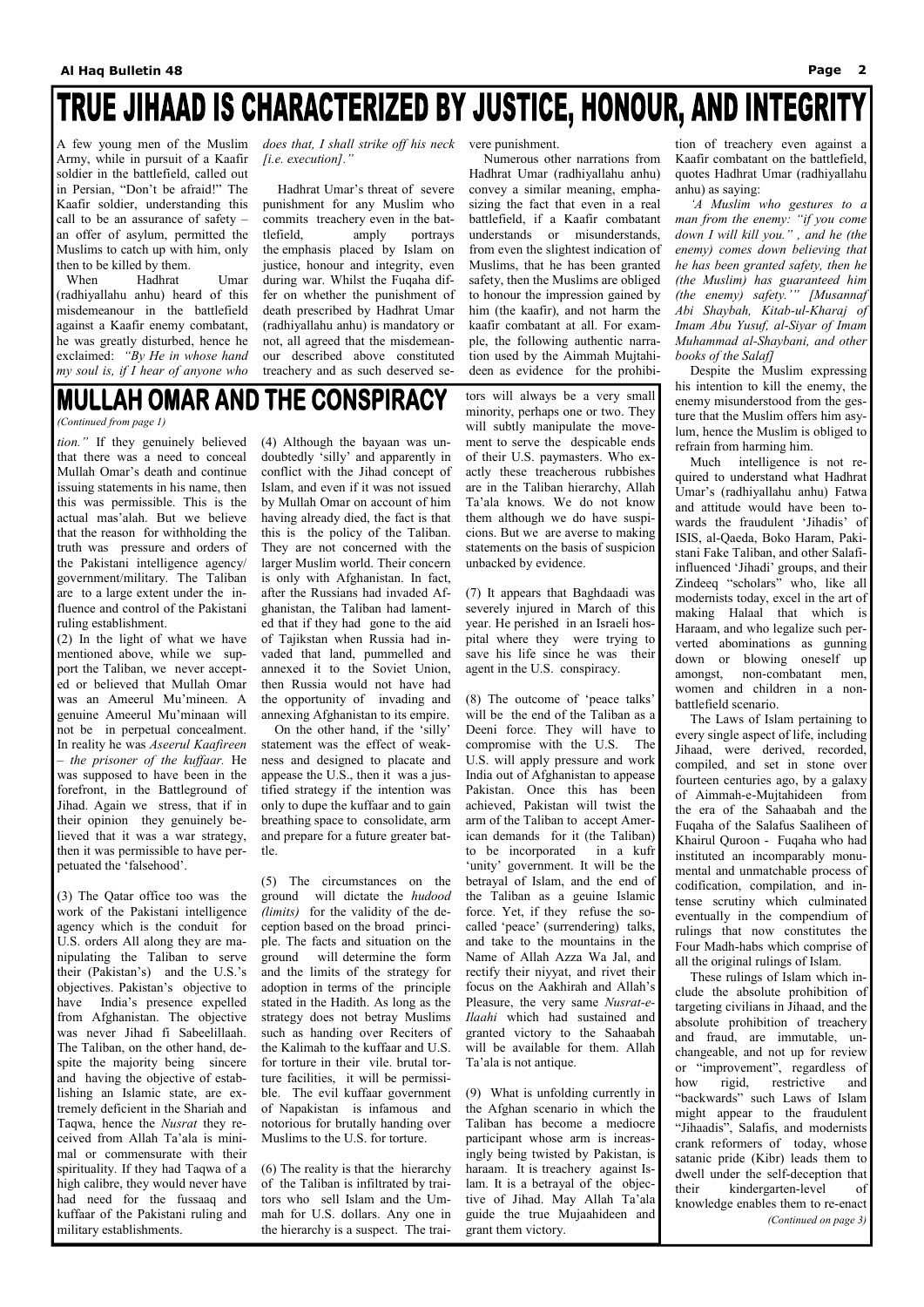# TRUE JIHAAD IS CHARACTERIZED BY JUSTICE, HONOUR, AND INTEGRITY

A few young men of the Muslim Army, while in pursuit of a Kaafir soldier in the battlefield, called out in Persian, "Don't be afraid!" The Kaafir soldier, understanding this call to be an assurance of safety – an offer of asylum, permitted the Muslims to catch up with him, only then to be killed by them.

When Hadhrat Umar (radhiyallahu anhu) heard of this misdemeanour in the battlefield against a Kaafir enemy combatant, he was greatly disturbed, hence he exclaimed: *"By He in whose hand my soul is, if I hear of anyone who does that, I shall strike off his neck [i.e. execution]."*

Hadhrat Umar's threat of severe punishment for any Muslim who commits treachery even in the battlefield, amply portrays the emphasis placed by Islam on justice, honour and integrity, even during war. Whilst the Fuqaha differ on whether the punishment of death prescribed by Hadhrat Umar (radhiyallahu anhu) is mandatory or not, all agreed that the misdemeanour described above constituted treachery and as such deserved severe punishment.

Numerous other narrations from Hadhrat Umar (radhiyallahu anhu) convey a similar meaning, emphasizing the fact that even in a real battlefield, if a Kaafir combatant understands or misunderstands, from even the slightest indication of Muslims, that he has been granted safety, then the Muslims are obliged to honour the impression gained by him (the kaafir), and not harm the kaafir combatant at all. For example, the following authentic narration used by the Aimmah Mujtahideen as evidence for the prohibition of treachery even against a Kaafir combatant on the battlefield, quotes Hadhrat Umar (radhiyallahu anhu) as saying:

*'A Muslim who gestures to a man from the enemy: "if you come down I will kill you." , and he (the enemy) comes down believing that he has been granted safety, then he (the Muslim) has guaranteed him (the enemy) safety.'" [Musannaf Abi Shaybah, Kitab-ul-Kharaj of Imam Abu Yusuf, al-Siyar of Imam Muhammad al-Shaybani, and other books of the Salaf]*

Despite the Muslim expressing his intention to kill the enemy, the enemy misunderstood from the gesture that the Muslim offers him asylum, hence the Muslim is obliged to refrain from harming him.

Much intelligence is not required to understand what Hadhrat Umar's (radhiyallahu anhu) Fatwa and attitude would have been towards the fraudulent 'Jihadis' of ISIS, al-Qaeda, Boko Haram, Pakistani Fake Taliban, and other Salafi-influenced 'Jihadi' groups, and their Zindeeq "scholars" who, like all modernists today, excel in the art of making Halaal that which is Haraam, and who legalize such perverted abominations as gunning down or blowing oneself up amongst, non-combatant men, women and children in a non-battlefield scenario.

The Laws of Islam pertaining to every single aspect of life, including Jihaad, were derived, recorded, compiled, and set in stone over fourteen centuries ago, by a galaxy of Aimmah-e-Mujtahideen from the era of the Sahaabah and the Fuqaha of the Salafus Saaliheen of Khairul Quroon - Fuqaha who had instituted an incomparably monumental and unmatchable process of codification, compilation, and intense scrutiny which culminated eventually in the compendium of rulings that now constitutes the Four Madh-habs which comprise of all the original rulings of Islam.

These rulings of Islam which include the absolute prohibition of targeting civilians in Jihaad, and the absolute prohibition of treachery and fraud, are immutable, unchangeable, and not up for review or "improvement", regardless of how rigid, restrictive and "backwards" such Laws of Islam might appear to the fraudulent "Jihaadis", Salafis, and modernists crank reformers of today, whose satanic pride (Kibr) leads them to dwell under the self-deception that their kindergarten-level of knowledge enables them to re-enact

*(Continued on page 3)*

# MULLAH OMAR AND THE CONSPIRACY

*(Continued from page 1)*

*tion."* If they genuinely believed that there was a need to conceal Mullah Omar's death and continue issuing statements in his name, then this was permissible. This is the actual mas'alah. But we believe that the reason for withholding the truth was pressure and orders of the Pakistani intelligence agency/ government/military. The Taliban are to a large extent under the influence and control of the Pakistani ruling establishment.

(2) In the light of what we have mentioned above, while we support the Taliban, we never accepted or believed that Mullah Omar was an Ameerul Mu'mineen. A genuine Ameerul Mu'minaan will not be in perpetual concealment. In reality he was *Aseerul Kaafireen – the prisoner of the kuffaar.* He was supposed to have been in the forefront, in the Battleground of Jihad. Again we stress, that if in their opinion they genuinely believed that it was a war strategy, then it was permissible to have perpetuated the 'falsehood'.

(3) The Qatar office too was the work of the Pakistani intelligence agency which is the conduit for U.S. orders All along they are manipulating the Taliban to serve their (Pakistan's) and the U.S.'s objectives. Pakistan's objective to have India's presence expelled from Afghanistan. The objective was never Jihad fi Sabeelillaah. The Taliban, on the other hand, despite the majority being sincere and having the objective of establishing an Islamic state, are extremely deficient in the Shariah and Taqwa, hence the *Nusrat* they received from Allah Ta'ala is minimal or commensurate with their spirituality. If they had Taqwa of a high calibre, they would never have had need for the fussaaq and kuffaar of the Pakistani ruling and military establishments.

(4) Although the bayaan was undoubtedly 'silly' and apparently in conflict with the Jihad concept of Islam, and even if it was not issued by Mullah Omar on account of him having already died, the fact is that this is the policy of the Taliban. They are not concerned with the larger Muslim world. Their concern is only with Afghanistan. In fact, after the Russians had invaded Afghanistan, the Taliban had lamented that if they had gone to the aid of Tajikstan when Russia had invaded that land, pummelled and annexed it to the Soviet Union, then Russia would not have had the opportunity of invading and annexing Afghanistan to its empire.

On the other hand, if the 'silly' statement was the effect of weakness and designed to placate and appease the U.S., then it was a justified strategy if the intention was only to dupe the kuffaar and to gain breathing space to consolidate, arm and prepare for a future greater battle.

(5) The circumstances on the ground will dictate the *hudood (limits)* for the validity of the deception based on the broad principle. The facts and situation on the ground will determine the form and the limits of the strategy for adoption in terms of the principle stated in the Hadith. As long as the strategy does not betray Muslims such as handing over Reciters of the Kalimah to the kuffaar and U.S. for torture in their vile. brutal torture facilities, it will be permissible. The evil kuffaar government of Napakistan is infamous and notorious for brutally handing over Muslims to the U.S. for torture.

(6) The reality is that the hierarchy of the Taliban is infiltrated by traitors who sell Islam and the Ummah for U.S. dollars. Any one in the hierarchy is a suspect. The traitors will always be a very small minority, perhaps one or two. They will subtly manipulate the movement to serve the despicable ends of their U.S. paymasters. Who exactly these treacherous rubbishes are in the Taliban hierarchy, Allah Ta'ala knows. We do not know them although we do have suspicions. But we are averse to making statements on the basis of suspicion unbacked by evidence.

(7) It appears that Baghdaadi was severely injured in March of this year. He perished in an Israeli hospital where they were trying to save his life since he was their agent in the U.S. conspiracy.

(8) The outcome of 'peace talks' will be the end of the Taliban as a Deeni force. They will have to compromise with the U.S. The U.S. will apply pressure and work India out of Afghanistan to appease Pakistan. Once this has been achieved, Pakistan will twist the arm of the Taliban to accept American demands for it (the Taliban) to be incorporated in a kufr 'unity' government. It will be the betrayal of Islam, and the end of the Taliban as a geuine Islamic force. Yet, if they refuse the so-called 'peace' (surrendering) talks, and take to the mountains in the Name of Allah Azza Wa Jal, and rectify their niyyat, and rivet their focus on the Aakhirah and Allah's Pleasure, the very same *Nusrat-e-Ilaahi* which had sustained and granted victory to the Sahaabah will be available for them. Allah Ta'ala is not antique.

(9) What is unfolding currently in the Afghan scenario in which the Taliban has become a mediocre participant whose arm is increasingly being twisted by Pakistan, is haraam. It is treachery against Islam. It is a betrayal of the objective of Jihad. May Allah Ta'ala guide the true Mujaahideen and grant them victory.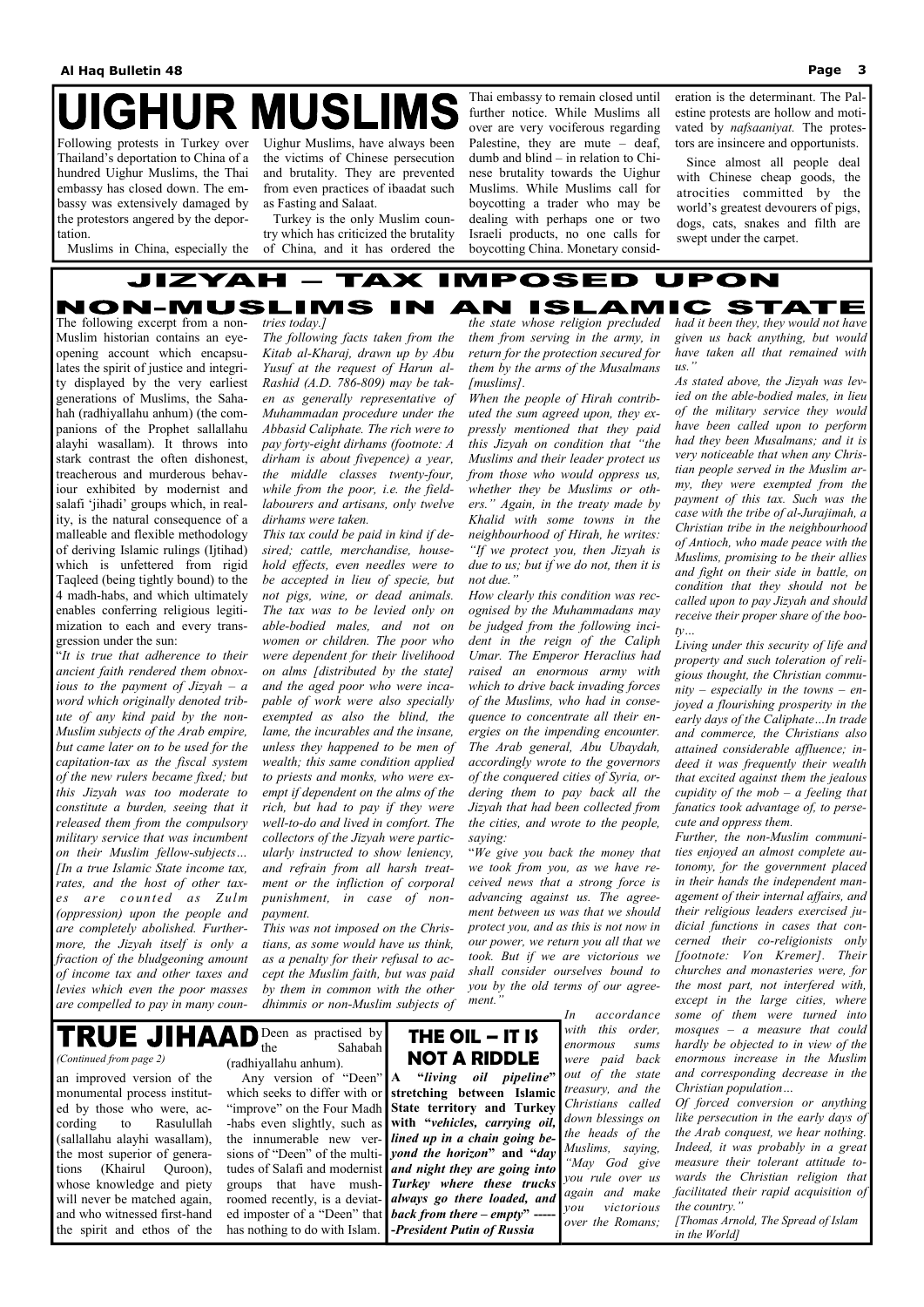# UIGHUR MUSLIMS

Following protests in Turkey over Thailand's deportation to China of a hundred Uighur Muslims, the Thai embassy has closed down. The embassy was extensively damaged by the protestors angered by the deportation.

Muslims in China, especially the Uighur Muslims, have always been the victims of Chinese persecution and brutality. They are prevented from even practices of ibaadat such as Fasting and Salaat.

Turkey is the only Muslim country which has criticized the brutality of China, and it has ordered the Thai embassy to remain closed until further notice. While Muslims all over are very vociferous regarding Palestine, they are mute – deaf, dumb and blind – in relation to Chinese brutality towards the Uighur Muslims. While Muslims call for boycotting a trader who may be dealing with perhaps one or two Israeli products, no one calls for boycotting China. Monetary consideration is the determinant. The Palestine protests are hollow and motivated by *nafsaaniyat.* The protestors are insincere and opportunists.

Since almost all people deal with Chinese cheap goods, the atrocities committed by the world's greatest devourers of pigs, dogs, cats, snakes and filth are swept under the carpet.

# JIZYAH – TAX IMPOSED UPON NON-MUSLIMS IN AN ISLAMIC STATE

The following excerpt from a non-Muslim historian contains an eye-opening account which encapsulates the spirit of justice and integrity displayed by the very earliest generations of Muslims, the Sahahah (radhiyallahu anhum) (the companions of the Prophet sallallahu alayhi wasallam). It throws into stark contrast the often dishonest, treacherous and murderous behaviour exhibited by modernist and salafi 'jihadi' groups which, in reality, is the natural consequence of a malleable and flexible methodology of deriving Islamic rulings (Ijtihad) which is unfettered from rigid Taqleed (being tightly bound) to the 4 madh-habs, and which ultimately enables conferring religious legitimization to each and every transgression under the sun:

"*It is true that adherence to their ancient faith rendered them obnoxious to the payment of Jizyah – a word which originally denoted tribute of any kind paid by the non-Muslim subjects of the Arab empire, but came later on to be used for the capitation-tax as the fiscal system of the new rulers became fixed; but this Jizyah was too moderate to constitute a burden, seeing that it released them from the compulsory military service that was incumbent on their Muslim fellow-subjects… [In a true Islamic State income tax, rates, and the host of other taxes are counted as Zulm (oppression) upon the people and are completely abolished. Furthermore, the Jizyah itself is only a fraction of the bludgeoning amount of income tax and other taxes and levies which even the poor masses are compelled to pay in many countries today.]*

*The following facts taken from the Kitab al-Kharaj, drawn up by Abu Yusuf at the request of Harun al-Rashid (A.D. 786-809) may be taken as generally representative of Muhammadan procedure under the Abbasid Caliphate. The rich were to pay forty-eight dirhams (footnote: A dirham is about fivepence) a year, the middle classes twenty-four, while from the poor, i.e. the field-labourers and artisans, only twelve dirhams were taken.*

*This tax could be paid in kind if desired; cattle, merchandise, household effects, even needles were to be accepted in lieu of specie, but not pigs, wine, or dead animals. The tax was to be levied only on able-bodied males, and not on women or children. The poor who were dependent for their livelihood on alms [distributed by the state] and the aged poor who were incapable of work were also specially exempted as also the blind, the lame, the incurables and the insane, unless they happened to be men of wealth; this same condition applied to priests and monks, who were exempt if dependent on the alms of the rich, but had to pay if they were well-to-do and lived in comfort. The collectors of the Jizyah were particularly instructed to show leniency, and refrain from all harsh treatment or the infliction of corporal punishment, in case of non-payment.*

*This was not imposed on the Christians, as some would have us think, as a penalty for their refusal to accept the Muslim faith, but was paid by them in common with the other dhimmis or non-Muslim subjects of the state whose religion precluded them from serving in the army, in return for the protection secured for them by the arms of the Musalmans [muslims].*

*When the people of Hirah contributed the sum agreed upon, they expressly mentioned that they paid this Jizyah on condition that "the Muslims and their leader protect us from those who would oppress us, whether they be Muslims or others." Again, in the treaty made by Khalid with some towns in the neighbourhood of Hirah, he writes: "If we protect you, then Jizyah is due to us; but if we do not, then it is not due."*

*How clearly this condition was recognised by the Muhammadans may be judged from the following incident in the reign of the Caliph Umar. The Emperor Heraclius had raised an enormous army with which to drive back invading forces of the Muslims, who had in consequence to concentrate all their energies on the impending encounter. The Arab general, Abu Ubaydah, accordingly wrote to the governors of the conquered cities of Syria, ordering them to pay back all the Jizyah that had been collected from the cities, and wrote to the people, saying:*

"*We give you back the money that we took from you, as we have received news that a strong force is advancing against us. The agreement between us was that we should protect you, and as this is not now in our power, we return you all that we took. But if we are victorious we shall consider ourselves bound to you by the old terms of our agreement.*"

*In accordance with this order, enormous sums were paid back out of the state treasury, and the Christians called down blessings on the heads of the Muslims, saying, "May God give you rule over us again and make you victorious over the Romans; had it been they, they would not have given us back anything, but would have taken all that remained with us."*

*As stated above, the Jizyah was levied on the able-bodied males, in lieu of the military service they would have been called upon to perform had they been Musalmans; and it is very noticeable that when any Christian people served in the Muslim army, they were exempted from the payment of this tax. Such was the case with the tribe of al-Jurajimah, a Christian tribe in the neighbourhood of Antioch, who made peace with the Muslims, promising to be their allies and fight on their side in battle, on condition that they should not be called upon to pay Jizyah and should receive their proper share of the booty…*

*Living under this security of life and property and such toleration of religious thought, the Christian community – especially in the towns – enjoyed a flourishing prosperity in the early days of the Caliphate…In trade and commerce, the Christians also attained considerable affluence; indeed it was frequently their wealth that excited against them the jealous cupidity of the mob – a feeling that fanatics took advantage of, to persecute and oppress them.*

*Further, the non-Muslim communities enjoyed an almost complete autonomy, for the government placed in their hands the independent management of their internal affairs, and their religious leaders exercised judicial functions in cases that concerned their co-religionists only [footnote: Von Kremer]. Their churches and monasteries were, for the most part, not interfered with, except in the large cities, where some of them were turned into mosques – a measure that could hardly be objected to in view of the enormous increase in the Muslim and corresponding decrease in the Christian population…*

*Of forced conversion or anything like persecution in the early days of the Arab conquest, we hear nothing. Indeed, it was probably in a great measure their tolerant attitude towards the Christian religion that facilitated their rapid acquisition of the country."*

*[Thomas Arnold, The Spread of Islam in the World]*

# TRUE JIHAAD

*(Continued from page 2)*

an improved version of the monumental process instituted by those who were, according to Rasulullah (sallallahu alayhi wasallam), the most superior of generations (Khairul Quroon), whose knowledge and piety will never be matched again, and who witnessed first-hand the spirit and ethos of the Deen as practised by the Sahabah (radhiyallahu anhum).

Any version of "Deen" which seeks to differ with or "improve" on the Four Madh-habs even slightly, such as the innumerable new versions of "Deen" of the multitudes of Salafi and modernist groups that have mushroomed recently, is a deviated imposter of a "Deen" that has nothing to do with Islam.

# THE OIL – IT IS NOT A RIDDLE

**A "*living oil pipeline*" stretching between Islamic State territory and Turkey with "*vehicles, carrying oil, lined up in a chain going beyond the horizon*" and "*day and night they are going into Turkey where these trucks always go there loaded, and back from there – empty*" ------President Putin of Russia**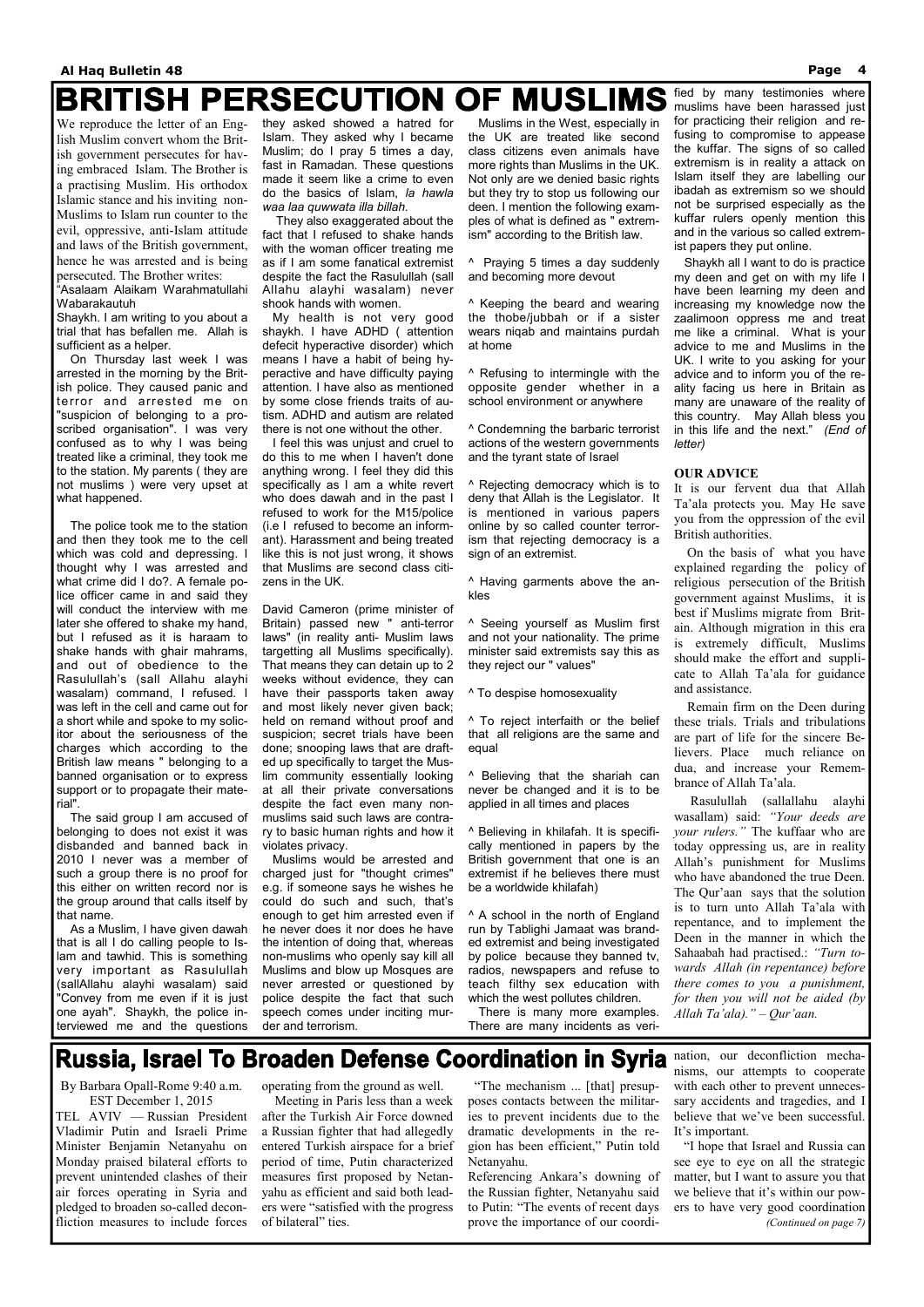# BRITISH PERSECUTION OF MUSLIMS

We reproduce the letter of an English Muslim convert whom the British government persecutes for having embraced Islam. The Brother is a practising Muslim. His orthodox Islamic stance and his inviting non-Muslims to Islam run counter to the evil, oppressive, anti-Islam attitude and laws of the British government, hence he was arrested and is being persecuted. The Brother writes:

"Asalaam Alaikam Warahmatullahi Wabarakautuh

Shaykh. I am writing to you about a trial that has befallen me. Allah is sufficient as a helper.

On Thursday last week I was arrested in the morning by the British police. They caused panic and terror and arrested me on "suspicion of belonging to a proscribed organisation". I was very confused as to why I was being treated like a criminal, they took me to the station. My parents ( they are not muslims ) were very upset at what happened.

The police took me to the station and then they took me to the cell which was cold and depressing. I thought why I was arrested and what crime did I do?. A female police officer came in and said they will conduct the interview with me later she offered to shake my hand, but I refused as it is haraam to shake hands with ghair mahrams, and out of obedience to the Rasulullah's (sall Allahu alayhi wasalam) command, I refused. I was left in the cell and came out for a short while and spoke to my solicitor about the seriousness of the charges which according to the British law means " belonging to a banned organisation or to express support or to propagate their material".

The said group I am accused of belonging to does not exist it was disbanded and banned back in 2010 I never was a member of such a group there is no proof for this either on written record nor is the group around that calls itself by that name.

As a Muslim, I have given dawah that is all I do calling people to Islam and tawhid. This is something very important as Rasulullah (sallAllahu alayhi wasalam) said "Convey from me even if it is just one ayah". Shaykh, the police interviewed me and the questions they asked showed a hatred for Islam. They asked why I became Muslim; do I pray 5 times a day, fast in Ramadan. These questions made it seem like a crime to even do the basics of Islam, *la hawla waa laa quwwata illa billah.*

They also exaggerated about the fact that I refused to shake hands with the woman officer treating me as if I am some fanatical extremist despite the fact the Rasulullah (sall Allahu alayhi wasalam) never shook hands with women.

My health is not very good shaykh. I have ADHD ( attention defecit hyperactive disorder) which means I have a habit of being hyperactive and have difficulty paying attention. I have also as mentioned by some close friends traits of autism. ADHD and autism are related there is not one without the other.

I feel this was unjust and cruel to do this to me when I haven't done anything wrong. I feel they did this specifically as I am a white revert who does dawah and in the past I refused to work for the M15/police (i.e I refused to become an informant). Harassment and being treated like this is not just wrong, it shows that Muslims are second class citizens in the UK.

David Cameron (prime minister of Britain) passed new " anti-terror laws" (in reality anti- Muslim laws targetting all Muslims specifically). That means they can detain up to 2 weeks without evidence, they can have their passports taken away and most likely never given back; held on remand without proof and suspicion; secret trials have been done; snooping laws that are drafted up specifically to target the Muslim community essentially looking at all their private conversations despite the fact even many non-muslims said such laws are contrary to basic human rights and how it violates privacy.

Muslims would be arrested and charged just for "thought crimes" e.g. if someone says he wishes he could do such and such, that's enough to get him arrested even if he never does it nor does he have the intention of doing that, whereas non-muslims who openly say kill all Muslims and blow up Mosques are never arrested or questioned by police despite the fact that such speech comes under inciting murder and terrorism.

Muslims in the West, especially in the UK are treated like second class citizens even animals have more rights than Muslims in the UK. Not only are we denied basic rights but they try to stop us following our deen. I mention the following examples of what is defined as " extremism" according to the British law.

^ Praying 5 times a day suddenly and becoming more devout

^ Keeping the beard and wearing the thobe/jubbah or if a sister wears niqab and maintains purdah at home

^ Refusing to intermingle with the opposite gender whether in a school environment or anywhere

^ Condemning the barbaric terrorist actions of the western governments and the tyrant state of Israel

^ Rejecting democracy which is to deny that Allah is the Legislator. It is mentioned in various papers online by so called counter terrorism that rejecting democracy is a sign of an extremist.

^ Having garments above the ankles

^ Seeing yourself as Muslim first and not your nationality. The prime minister said extremists say this as they reject our " values"

^ To despise homosexuality

^ To reject interfaith or the belief that all religions are the same and equal

^ Believing that the shariah can never be changed and it is to be applied in all times and places

^ Believing in khilafah. It is specifically mentioned in papers by the British government that one is an extremist if he believes there must be a worldwide khilafah)

^ A school in the north of England run by Tablighi Jamaat was branded extremist and being investigated by police because they banned tv, radios, newspapers and refuse to teach filthy sex education with which the west pollutes children.

There is many more examples. There are many incidents as verified by many testimonies where muslims have been harassed just for practicing their religion and refusing to compromise to appease the kuffar. The signs of so called extremism is in reality a attack on Islam itself they are labelling our ibadah as extremism so we should not be surprised especially as the kuffar rulers openly mention this and in the various so called extremist papers they put online.

Shaykh all I want to do is practice my deen and get on with my life I have been learning my deen and increasing my knowledge now the zaalimoon oppress me and treat me like a criminal. What is your advice to me and Muslims in the UK. I write to you asking for your advice and to inform you of the reality facing us here in Britain as many are unaware of the reality of this country. May Allah bless you in this life and the next." *(End of letter)*

**OUR ADVICE**

It is our fervent dua that Allah Ta'ala protects you. May He save you from the oppression of the evil British authorities.

On the basis of what you have explained regarding the policy of religious persecution of the British government against Muslims, it is best if Muslims migrate from Britain. Although migration in this era is extremely difficult, Muslims should make the effort and supplicate to Allah Ta'ala for guidance and assistance.

Remain firm on the Deen during these trials. Trials and tribulations are part of life for the sincere Believers. Place much reliance on dua, and increase your Remembrance of Allah Ta'ala.

Rasulullah (sallallahu alayhi wasallam) said: *"Your deeds are your rulers."* The kuffaar who are today oppressing us, are in reality Allah's punishment for Muslims who have abandoned the true Deen. The Qur'aan says that the solution is to turn unto Allah Ta'ala with repentance, and to implement the Deen in the manner in which the Sahaabah had practised.: *"Turn towards Allah (in repentance) before there comes to you a punishment, for then you will not be aided (by Allah Ta'ala)." – Qur'aan.*

# Russia, Israel To Broaden Defense Coordination in Syria

By Barbara Opall-Rome 9:40 a.m. EST December 1, 2015

TEL AVIV — Russian President Vladimir Putin and Israeli Prime Minister Benjamin Netanyahu on Monday praised bilateral efforts to prevent unintended clashes of their air forces operating in Syria and pledged to broaden so-called deconfliction measures to include forces operating from the ground as well.

Meeting in Paris less than a week after the Turkish Air Force downed a Russian fighter that had allegedly entered Turkish airspace for a brief period of time, Putin characterized measures first proposed by Netanyahu as efficient and said both leaders were "satisfied with the progress of bilateral" ties.

"The mechanism ... [that] presupposes contacts between the militaries to prevent incidents due to the dramatic developments in the region has been efficient," Putin told Netanyahu.

Referencing Ankara's downing of the Russian fighter, Netanyahu said to Putin: "The events of recent days prove the importance of our coordination, our deconfliction mechanisms, our attempts to cooperate with each other to prevent unnecessary accidents and tragedies, and I believe that we've been successful. It's important.

"I hope that Israel and Russia can see eye to eye on all the strategic matter, but I want to assure you that we believe that it's within our powers to have very good coordination *(Continued on page 7)*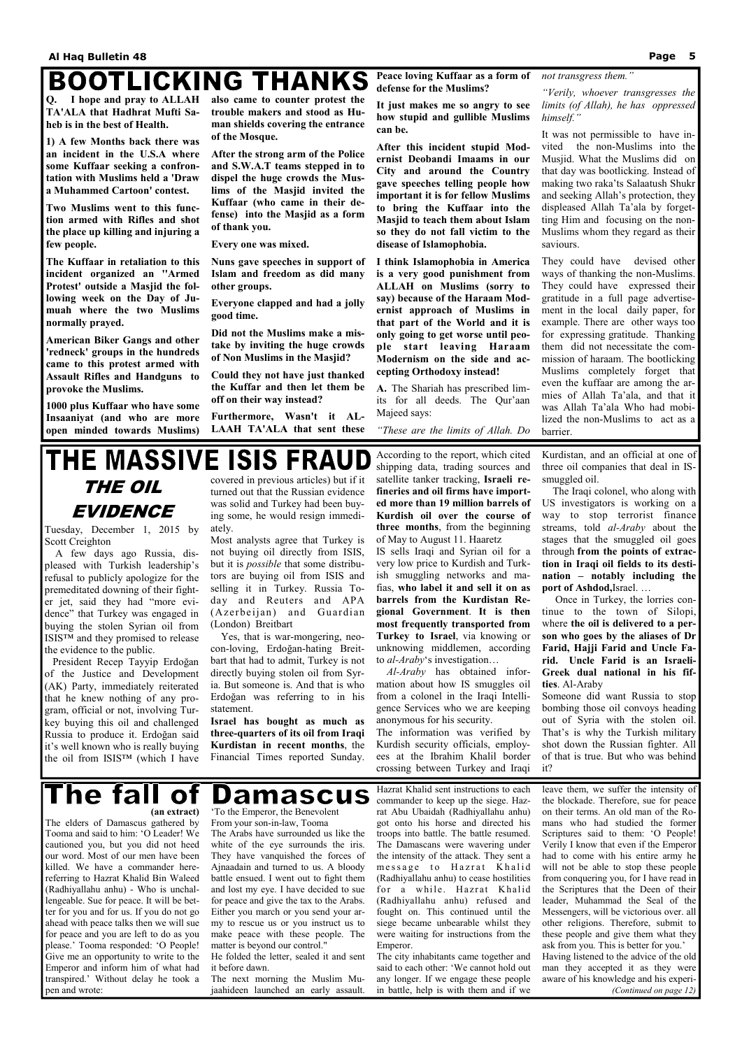# BOOTLICKING THANKS

**Q. I hope and pray to ALLAH TA'ALA that Hadhrat Mufti Saheb is in the best of Health.**

**1) A few Months back there was an incident in the U.S.A where some Kuffaar seeking a confrontation with Muslims held a 'Draw a Muhammed Cartoon' contest.**

**Two Muslims went to this function armed with Rifles and shot the place up killing and injuring a few people.**

**The Kuffaar in retaliation to this incident organized an "Armed Protest' outside a Masjid the following week on the Day of Jumuah where the two Muslims normally prayed.**

**American Biker Gangs and other 'redneck' groups in the hundreds came to this protest armed with Assault Rifles and Handguns to provoke the Muslims.**

**1000 plus Kuffaar who have some Insaaniyat (and who are more open minded towards Muslims) also came to counter protest the trouble makers and stood as Human shields covering the entrance of the Mosque.**

**After the strong arm of the Police and S.W.A.T teams stepped in to dispel the huge crowds the Muslims of the Masjid invited the Kuffaar (who came in their defense) into the Masjid as a form of thank you.**

**Every one was mixed.**

**Nuns gave speeches in support of Islam and freedom as did many other groups.**

**Everyone clapped and had a jolly good time.**

**Did not the Muslims make a mistake by inviting the huge crowds of Non Muslims in the Masjid?**

**Could they not have just thanked the Kuffar and then let them be off on their way instead?**

**Furthermore, Wasn't it ALLAAH TA'ALA that sent these Peace loving Kuffaar as a form of defense for the Muslims?**

**It just makes me so angry to see how stupid and gullible Muslims can be.**

**After this incident stupid Modernist Deobandi Imaams in our City and around the Country gave speeches telling people how important it is for fellow Muslims to bring the Kuffaar into the Masjid to teach them about Islam so they do not fall victim to the disease of Islamophobia.**

**I think Islamophobia in America is a very good punishment from ALLAH on Muslims (sorry to say) because of the Haraam Modernist approach of Muslims in that part of the World and it is only going to get worse until people start leaving Haraam Modernism on the side and accepting Orthodoxy instead!**

**A.** The Shariah has prescribed limits for all deeds. The Qur'aan Majeed says:

*"These are the limits of Allah. Do not transgress them."*

*"Verily, whoever transgresses the limits (of Allah), he has oppressed himself."*

It was not permissible to have invited the non-Muslims into the Musjid. What the Muslims did on that day was bootlicking. Instead of making two raka'ts Salaatush Shukr and seeking Allah's protection, they displeased Allah Ta'ala by forgetting Him and focusing on the non-Muslims whom they regard as their saviours.

They could have devised other ways of thanking the non-Muslims. They could have expressed their gratitude in a full page advertisement in the local daily paper, for example. There are other ways too for expressing gratitude. Thanking them did not necessitate the commission of haraam. The bootlicking Muslims completely forget that even the kuffaar are among the armies of Allah Ta'ala, and that it was Allah Ta'ala Who had mobilized the non-Muslims to act as a barrier.

# THE MASSIVE ISIS FRAUD

## THE OIL EVIDENCE

Tuesday, December 1, 2015 by Scott Creighton

A few days ago Russia, displeased with Turkish leadership's refusal to publicly apologize for the premeditated downing of their fighter jet, said they had "more evidence" that Turkey was engaged in buying the stolen Syrian oil from ISIS™ and they promised to release the evidence to the public.

President Recep Tayyip Erdoğan of the Justice and Development (AK) Party, immediately reiterated that he knew nothing of any program, official or not, involving Turkey buying this oil and challenged Russia to produce it. Erdoğan said it's well known who is really buying the oil from ISIS™ (which I have covered in previous articles) but if it turned out that the Russian evidence was solid and Turkey had been buying some, he would resign immediately.

Most analysts agree that Turkey is not buying oil directly from ISIS, but it is *possible* that some distributors are buying oil from ISIS and selling it in Turkey. Russia Today and Reuters and APA (Azerbeijan) and Guardian (London) Breitbart

Yes, that is war-mongering, neocon-loving, Erdoğan-hating Breitbart that had to admit, Turkey is not directly buying stolen oil from Syria. But someone is. And that is who Erdoğan was referring to in his statement.

**Israel has bought as much as three-quarters of its oil from Iraqi Kurdistan in recent months**, the Financial Times reported Sunday. According to the report, which cited shipping data, trading sources and satellite tanker tracking, **Israeli refineries and oil firms have imported more than 19 million barrels of Kurdish oil over the course of three months**, from the beginning of May to August 11. Haaretz

IS sells Iraqi and Syrian oil for a very low price to Kurdish and Turkish smuggling networks and mafias, **who label it and sell it on as barrels from the Kurdistan Regional Government**. **It is then most frequently transported from Turkey to Israel**, via knowing or unknowing middlemen, according to *al-Araby*'s investigation…

*Al-Araby* has obtained information about how IS smuggles oil from a colonel in the Iraqi Intelligence Services who we are keeping anonymous for his security.

The information was verified by Kurdish security officials, employees at the Ibrahim Khalil border crossing between Turkey and Iraqi Kurdistan, and an official at one of three oil companies that deal in IS-smuggled oil.

The Iraqi colonel, who along with US investigators is working on a way to stop terrorist finance streams, told *al-Araby* about the stages that the smuggled oil goes through **from the points of extraction in Iraqi oil fields to its destination – notably including the port of Ashdod,**Israel. …

Once in Turkey, the lorries continue to the town of Silopi, where **the oil is delivered to a person who goes by the aliases of Dr Farid, Hajji Farid and Uncle Farid. Uncle Farid is an Israeli-Greek dual national in his fifties**. Al-Araby

Someone did want Russia to stop bombing those oil convoys heading out of Syria with the stolen oil. That's is why the Turkish military shot down the Russian fighter. All of that is true. But who was behind it?

# The fall of Damascus

**(an extract)**

The elders of Damascus gathered by Tooma and said to him: 'O Leader! We cautioned you, but you did not heed our word. Most of our men have been killed. We have a commander here- referring to Hazrat Khalid Bin Waleed (Radhiyallahu anhu) - Who is unchallengeable. Sue for peace. It will be better for you and for us. If you do not go ahead with peace talks then we will sue for peace and you are left to do as you please.' Tooma responded: 'O People! Give me an opportunity to write to the Emperor and inform him of what had transpired.' Without delay he took a pen and wrote:

'To the Emperor, the Benevolent
From your son-in-law, Tooma
The Arabs have surrounded us like the white of the eye surrounds the iris. They have vanquished the forces of Ajnaadain and turned to us. A bloody battle ensued. I went out to fight them and lost my eye. I have decided to sue for peace and give the tax to the Arabs. Either you march or you send your army to rescue us or you instruct us to make peace with these people. The matter is beyond our control."

He folded the letter, sealed it and sent it before dawn.

The next morning the Muslim Mujaahideen launched an early assault. Hazrat Khalid sent instructions to each commander to keep up the siege. Hazrat Abu Ubaidah (Radhiyallahu anhu) got onto his horse and directed his troops into battle. The battle resumed. The Damascans were wavering under the intensity of the attack. They sent a message to Hazrat Khalid (Radhiyallahu anhu) to cease hostilities for a while. Hazrat Khalid (Radhiyallahu anhu) refused and fought on. This continued until the siege became unbearable whilst they were waiting for instructions from the Emperor.

The city inhabitants came together and said to each other: 'We cannot hold out any longer. If we engage these people in battle, help is with them and if we leave them, we suffer the intensity of the blockade. Therefore, sue for peace on their terms. An old man of the Romans who had studied the former Scriptures said to them: 'O People! Verily I know that even if the Emperor had to come with his entire army he will not be able to stop these people from conquering you, for I have read in the Scriptures that the Deen of their leader, Muhammad the Seal of the Messengers, will be victorious over. all other religions. Therefore, submit to these people and give them what they ask from you. This is better for you.'

Having listened to the advice of the old man they accepted it as they were aware of his knowledge and his experi-

*(Continued on page 12)*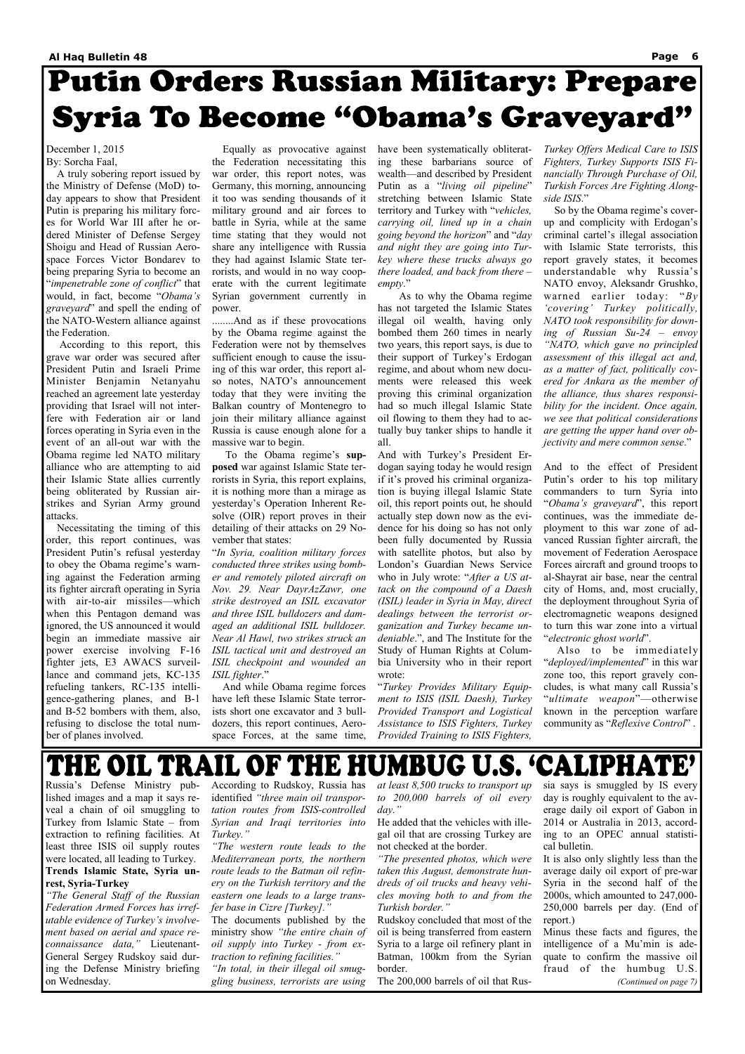# Putin Orders Russian Military: Prepare Syria To Become "Obama's Graveyard"

December 1, 2015
By: Sorcha Faal,

A truly sobering report issued by the Ministry of Defense (MoD) today appears to show that President Putin is preparing his military forces for World War III after he ordered Minister of Defense Sergey Shoigu and Head of Russian Aerospace Forces Victor Bondarev to being preparing Syria to become an "*impenetrable zone of conflict*" that would, in fact, become "*Obama's graveyard*" and spell the ending of the NATO-Western alliance against the Federation.

According to this report, this grave war order was secured after President Putin and Israeli Prime Minister Benjamin Netanyahu reached an agreement late yesterday providing that Israel will not interfere with Federation air or land forces operating in Syria even in the event of an all-out war with the Obama regime led NATO military alliance who are attempting to aid their Islamic State allies currently being obliterated by Russian airstrikes and Syrian Army ground attacks.

Necessitating the timing of this order, this report continues, was President Putin's refusal yesterday to obey the Obama regime's warning against the Federation arming its fighter aircraft operating in Syria with air-to-air missiles—which when this Pentagon demand was ignored, the US announced it would begin an immediate massive air power exercise involving F-16 fighter jets, E3 AWACS surveillance and command jets, KC-135 refueling tankers, RC-135 intelligence-gathering planes, and B-1 and B-52 bombers with them, also, refusing to disclose the total number of planes involved.

Equally as provocative against the Federation necessitating this war order, this report notes, was Germany, this morning, announcing it too was sending thousands of it military ground and air forces to battle in Syria, while at the same time stating that they would not share any intelligence with Russia they had against Islamic State terrorists, and would in no way cooperate with the current legitimate Syrian government currently in power.

........And as if these provocations by the Obama regime against the Federation were not by themselves sufficient enough to cause the issuing of this war order, this report also notes, NATO's announcement today that they were inviting the Balkan country of Montenegro to join their military alliance against Russia is cause enough alone for a massive war to begin.

To the Obama regime's **supposed** war against Islamic State terrorists in Syria, this report explains, it is nothing more than a mirage as yesterday's Operation Inherent Resolve (OIR) report proves in their detailing of their attacks on 29 November that states:

"*In Syria, coalition military forces conducted three strikes using bomber and remotely piloted aircraft on Nov. 29. Near DayrAzZawr, one strike destroyed an ISIL excavator and three ISIL bulldozers and damaged an additional ISIL bulldozer. Near Al Hawl, two strikes struck an ISIL tactical unit and destroyed an ISIL checkpoint and wounded an ISIL fighter*."

And while Obama regime forces have left these Islamic State terrorists short one excavator and 3 bulldozers, this report continues, Aerospace Forces, at the same time, have been systematically obliterating these barbarians source of wealth—and described by President Putin as a "*living oil pipeline*" stretching between Islamic State territory and Turkey with "*vehicles, carrying oil, lined up in a chain going beyond the horizon*" and "*day and night they are going into Turkey where these trucks always go there loaded, and back from there – empty*."

As to why the Obama regime has not targeted the Islamic States illegal oil wealth, having only bombed them 260 times in nearly two years, this report says, is due to their support of Turkey's Erdogan regime, and about whom new documents were released this week proving this criminal organization had so much illegal Islamic State oil flowing to them they had to actually buy tanker ships to handle it all.

And with Turkey's President Erdogan saying today he would resign if it's proved his criminal organization is buying illegal Islamic State oil, this report points out, he should actually step down now as the evidence for his doing so has not only been fully documented by Russia with satellite photos, but also by London's Guardian News Service who in July wrote: "*After a US attack on the compound of a Daesh (ISIL) leader in Syria in May, direct dealings between the terrorist organization and Turkey became undeniable*.", and The Institute for the Study of Human Rights at Columbia University who in their report wrote:

"*Turkey Provides Military Equipment to ISIS (ISIL Daesh), Turkey Provided Transport and Logistical Assistance to ISIS Fighters, Turkey Provided Training to ISIS Fighters, Turkey Offers Medical Care to ISIS Fighters, Turkey Supports ISIS Financially Through Purchase of Oil, Turkish Forces Are Fighting Alongside ISIS*."

So by the Obama regime's cover-up and complicity with Erdogan's criminal cartel's illegal association with Islamic State terrorists, this report gravely states, it becomes understandable why Russia's NATO envoy, Aleksandr Grushko, warned earlier today: "*By 'covering' Turkey politically, NATO took responsibility for downing of Russian Su-24 – envoy "NATO, which gave no principled assessment of this illegal act and, as a matter of fact, politically covered for Ankara as the member of the alliance, thus shares responsibility for the incident. Once again, we see that political considerations are getting the upper hand over objectivity and mere common sense*."

And to the effect of President Putin's order to his top military commanders to turn Syria into "*Obama's graveyard*", this report continues, was the immediate deployment to this war zone of advanced Russian fighter aircraft, the movement of Federation Aerospace Forces aircraft and ground troops to al-Shayrat air base, near the central city of Homs, and, most crucially, the deployment throughout Syria of electromagnetic weapons designed to turn this war zone into a virtual "*electronic ghost world*".

Also to be immediately "*deployed/implemented*" in this war zone too, this report gravely concludes, is what many call Russia's "*ultimate weapon*"—otherwise known in the perception warfare community as "*Reflexive Control*" .

# THE OIL TRAIL OF THE HUMBUG U.S. 'CALIPHATE'

Russia's Defense Ministry published images and a map it says reveal a chain of oil smuggling to Turkey from Islamic State – from extraction to refining facilities. At least three ISIS oil supply routes were located, all leading to Turkey.

**Trends Islamic State, Syria unrest, Syria-Turkey**

*"The General Staff of the Russian Federation Armed Forces has irrefutable evidence of Turkey's involvement based on aerial and space reconnaissance data,"* Lieutenant-General Sergey Rudskoy said during the Defense Ministry briefing on Wednesday.

According to Rudskoy, Russia has identified *"three main oil transportation routes from ISIS-controlled Syrian and Iraqi territories into Turkey."*

*"The western route leads to the Mediterranean ports, the northern route leads to the Batman oil refinery on the Turkish territory and the eastern one leads to a large transfer base in Cizre [Turkey]."*

The documents published by the ministry show *"the entire chain of oil supply into Turkey - from extraction to refining facilities."*

*"In total, in their illegal oil smuggling business, terrorists are using at least 8,500 trucks to transport up to 200,000 barrels of oil every day."*

He added that the vehicles with illegal oil that are crossing Turkey are not checked at the border.

*"The presented photos, which were taken this August, demonstrate hundreds of oil trucks and heavy vehicles moving both to and from the Turkish border."*

Rudskoy concluded that most of the oil is being transferred from eastern Syria to a large oil refinery plant in Batman, 100km from the Syrian border.

The 200,000 barrels of oil that Russia says is smuggled by IS every day is roughly equivalent to the average daily oil export of Gabon in 2014 or Australia in 2013, according to an OPEC annual statistical bulletin.

It is also only slightly less than the average daily oil export of pre-war Syria in the second half of the 2000s, which amounted to 247,000-250,000 barrels per day. (End of report.)

Minus these facts and figures, the intelligence of a Mu'min is adequate to confirm the massive oil fraud of the humbug U.S. *(Continued on page 7)*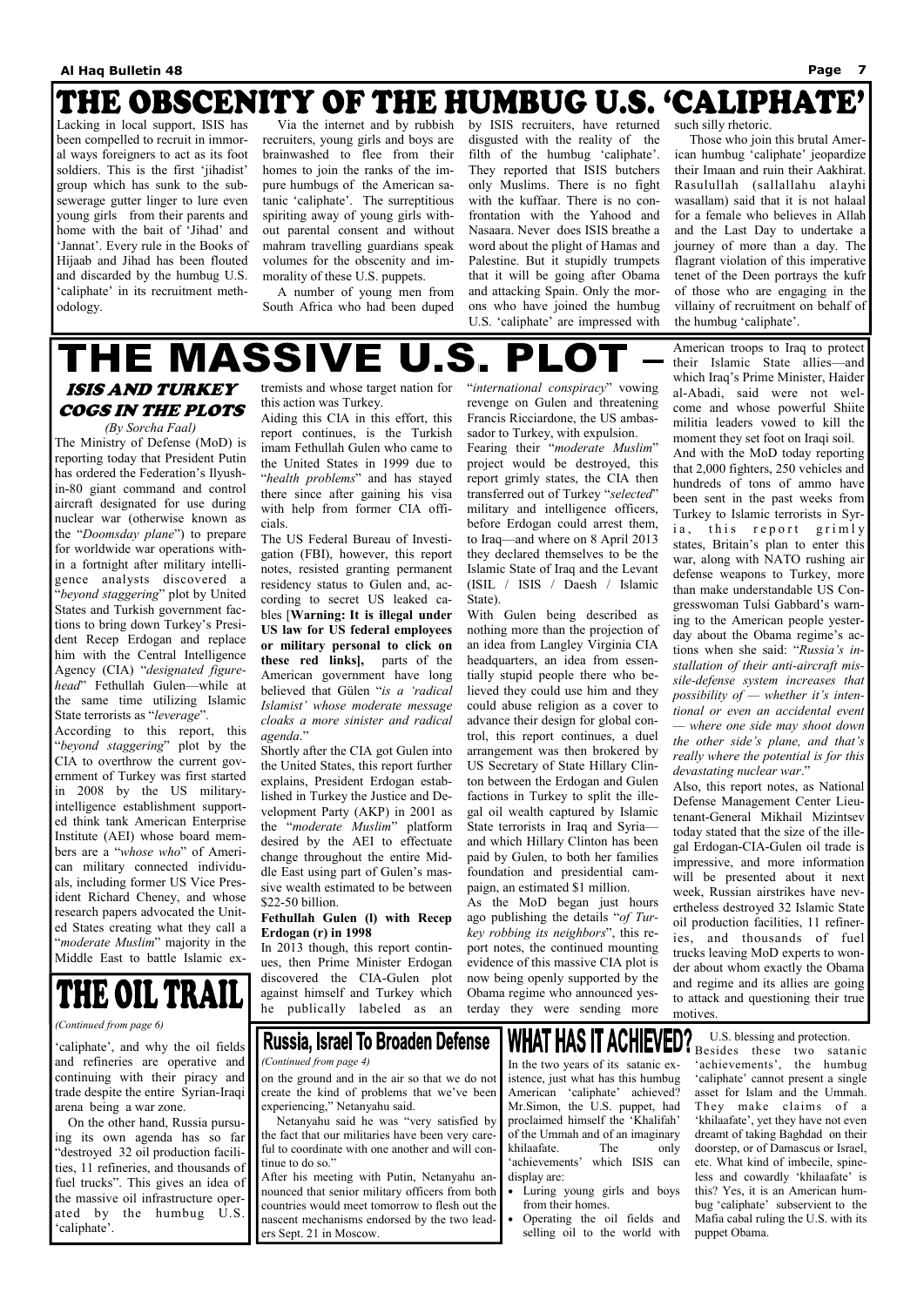# THE OBSCENITY OF THE HUMBUG U.S. 'CALIPHATE'

Lacking in local support, ISIS has been compelled to recruit in immoral ways foreigners to act as its foot soldiers. This is the first 'jihadist' group which has sunk to the sub-sewerage gutter linger to lure even young girls from their parents and home with the bait of 'Jihad' and 'Jannat'. Every rule in the Books of Hijaab and Jihad has been flouted and discarded by the humbug U.S. 'caliphate' in its recruitment methodology.

Via the internet and by rubbish recruiters, young girls and boys are brainwashed to flee from their homes to join the ranks of the impure humbugs of the American satanic 'caliphate'. The surreptitious spiriting away of young girls without parental consent and without mahram travelling guardians speak volumes for the obscenity and immorality of these U.S. puppets.

A number of young men from South Africa who had been duped by ISIS recruiters, have returned disgusted with the reality of the filth of the humbug 'caliphate'. They reported that ISIS butchers only Muslims. There is no fight with the kuffaar. There is no confrontation with the Yahood and Nasaara. Never does ISIS breathe a word about the plight of Hamas and Palestine. But it stupidly trumpets that it will be going after Obama and attacking Spain. Only the morons who have joined the humbug U.S. 'caliphate' are impressed with such silly rhetoric.

Those who join this brutal American humbug 'caliphate' jeopardize their Imaan and ruin their Aakhirat. Rasulullah (sallallahu alayhi wasallam) said that it is not halaal for a female who believes in Allah and the Last Day to undertake a journey of more than a day. The flagrant violation of this imperative tenet of the Deen portrays the kufr of those who are engaging in the villainy of recruitment on behalf of the humbug 'caliphate'.

# THE MASSIVE U.S. PLOT –

## *ISIS AND TURKEY COGS IN THE PLOTS*

*(By Sorcha Faal)*

The Ministry of Defense (MoD) is reporting today that President Putin has ordered the Federation's Ilyushin-80 giant command and control aircraft designated for use during nuclear war (otherwise known as the "*Doomsday plane*") to prepare for worldwide war operations within a fortnight after military intelligence analysts discovered a "*beyond staggering*" plot by United States and Turkish government factions to bring down Turkey's President Recep Erdogan and replace him with the Central Intelligence Agency (CIA) "*designated figurehead*" Fethullah Gulen—while at the same time utilizing Islamic State terrorists as "*leverage*".

According to this report, this "*beyond staggering*" plot by the CIA to overthrow the current government of Turkey was first started in 2008 by the US military-intelligence establishment supported think tank American Enterprise Institute (AEI) whose board members are a "*whose who*" of American military connected individuals, including former US Vice President Richard Cheney, and whose research papers advocated the United States creating what they call a "*moderate Muslim*" majority in the Middle East to battle Islamic extremists and whose target nation for this action was Turkey.

Aiding this CIA in this effort, this report continues, is the Turkish imam Fethullah Gulen who came to the United States in 1999 due to "*health problems*" and has stayed there since after gaining his visa with help from former CIA officials.

The US Federal Bureau of Investigation (FBI), however, this report notes, resisted granting permanent residency status to Gulen and, according to secret US leaked cables [**Warning: It is illegal under US law for US federal employees or military personal to click on these red links],** parts of the American government have long believed that Gülen "*is a 'radical Islamist' whose moderate message cloaks a more sinister and radical agenda*."

Shortly after the CIA got Gulen into the United States, this report further explains, President Erdogan established in Turkey the Justice and Development Party (AKP) in 2001 as the "*moderate Muslim*" platform desired by the AEI to effectuate change throughout the entire Middle East using part of Gulen's massive wealth estimated to be between $22-50 billion.

**Fethullah Gulen (l) with Recep Erdogan (r) in 1998**

In 2013 though, this report continues, then Prime Minister Erdogan discovered the CIA-Gulen plot against himself and Turkey which he publically labeled as an "*international conspiracy*" vowing revenge on Gulen and threatening Francis Ricciardone, the US ambassador to Turkey, with expulsion.

Fearing their "*moderate Muslim*" project would be destroyed, this report grimly states, the CIA then transferred out of Turkey "*selected*" military and intelligence officers, before Erdogan could arrest them, to Iraq—and where on 8 April 2013 they declared themselves to be the Islamic State of Iraq and the Levant (ISIL / ISIS / Daesh / Islamic State).

With Gulen being described as nothing more than the projection of an idea from Langley Virginia CIA headquarters, an idea from essentially stupid people there who believed they could use him and they could abuse religion as a cover to advance their design for global control, this report continues, a duel arrangement was then brokered by US Secretary of State Hillary Clinton between the Erdogan and Gulen factions in Turkey to split the illegal oil wealth captured by Islamic State terrorists in Iraq and Syria—and which Hillary Clinton has been paid by Gulen, to both her families foundation and presidential campaign, an estimated $1 million.

As the MoD began just hours ago publishing the details "*of Turkey robbing its neighbors*", this report notes, the continued mounting evidence of this massive CIA plot is now being openly supported by the Obama regime who announced yesterday they were sending more American troops to Iraq to protect their Islamic State allies—and which Iraq's Prime Minister, Haider al-Abadi, said were not welcome and whose powerful Shiite militia leaders vowed to kill the moment they set foot on Iraqi soil.

And with the MoD today reporting that 2,000 fighters, 250 vehicles and hundreds of tons of ammo have been sent in the past weeks from Turkey to Islamic terrorists in Syria, this report grimly states, Britain's plan to enter this war, along with NATO rushing air defense weapons to Turkey, more than make understandable US Congresswoman Tulsi Gabbard's warning to the American people yesterday about the Obama regime's actions when she said: "*Russia's installation of their anti-aircraft missile-defense system increases that possibility of — whether it's intentional or even an accidental event — where one side may shoot down the other side's plane, and that's really where the potential is for this devastating nuclear war*."

Also, this report notes, as National Defense Management Center Lieutenant-General Mikhail Mizintsev today stated that the size of the illegal Erdogan-CIA-Gulen oil trade is impressive, and more information will be presented about it next week, Russian airstrikes have nevertheless destroyed 32 Islamic State oil production facilities, 11 refineries, and thousands of fuel trucks leaving MoD experts to wonder about whom exactly the Obama and regime and its allies are going to attack and questioning their true motives.

# THE OIL TRAIL

*(Continued from page 6)*

'caliphate', and why the oil fields and refineries are operative and continuing with their piracy and trade despite the entire Syrian-Iraqi arena being a war zone.

On the other hand, Russia pursuing its own agenda has so far "destroyed 32 oil production facilities, 11 refineries, and thousands of fuel trucks". This gives an idea of the massive oil infrastructure operated by the humbug U.S. 'caliphate'.

# Russia, Israel To Broaden Defense

*(Continued from page 4)*

on the ground and in the air so that we do not create the kind of problems that we've been experiencing," Netanyahu said.

Netanyahu said he was "very satisfied by the fact that our militaries have been very careful to coordinate with one another and will continue to do so."

After his meeting with Putin, Netanyahu announced that senior military officers from both countries would meet tomorrow to flesh out the nascent mechanisms endorsed by the two leaders Sept. 21 in Moscow.

# WHAT HAS IT ACHIEVED?

In the two years of its satanic existence, just what has this humbug American 'caliphate' achieved? Mr.Simon, the U.S. puppet, had proclaimed himself the 'Khalifah' of the Ummah and of an imaginary khilaafate. The only 'achievements' which ISIS can display are:

- Luring young girls and boys from their homes.
- Operating the oil fields and selling oil to the world with U.S. blessing and protection.

Besides these two satanic 'achievements', the humbug 'caliphate' cannot present a single asset for Islam and the Ummah. They make claims of a 'khilaafate', yet they have not even dreamt of taking Baghdad on their doorstep, or of Damascus or Israel, etc. What kind of imbecile, spineless and cowardly 'khilaafate' is this? Yes, it is an American humbug 'caliphate' subservient to the Mafia cabal ruling the U.S. with its puppet Obama.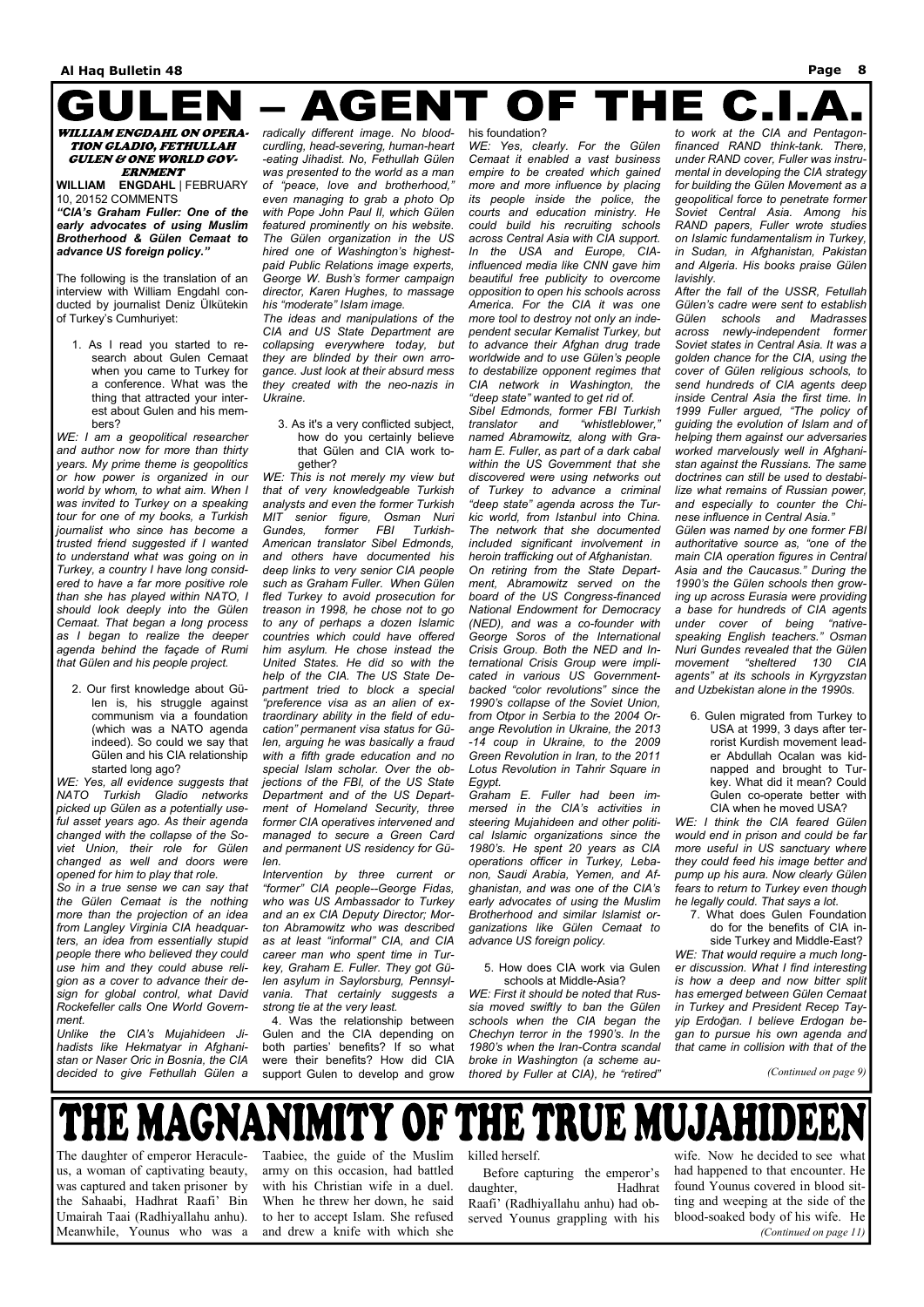# GULEN – AGENT OF THE C.I.A.

***WILLIAM ENGDAHL ON OPERATION GLADIO, FETHULLAH GULEN & ONE WORLD GOVERNMENT***

**WILLIAM ENGDAHL** | FEBRUARY 10, 20152 COMMENTS

***"CIA's Graham Fuller: One of the early advocates of using Muslim Brotherhood & Gülen Cemaat to advance US foreign policy."***

The following is the translation of an interview with William Engdahl conducted by journalist Deniz Ülkütekin of Turkey's Cumhuriyet:

1. As I read you started to research about Gulen Cemaat when you came to Turkey for a conference. What was the thing that attracted your interest about Gulen and his members?

*WE: I am a geopolitical researcher and author now for more than thirty years. My prime theme is geopolitics or how power is organized in our world by whom, to what aim. When I was invited to Turkey on a speaking tour for one of my books, a Turkish journalist who since has become a trusted friend suggested if I wanted to understand what was going on in Turkey, a country I have long considered to have a far more positive role than she has played within NATO, I should look deeply into the Gülen Cemaat. That began a long process as I began to realize the deeper agenda behind the façade of Rumi that Gülen and his people project.*

2. Our first knowledge about Gülen is, his struggle against communism via a foundation (which was a NATO agenda indeed). So could we say that Gülen and his CIA relationship started long ago?

*WE: Yes, all evidence suggests that NATO Turkish Gladio networks picked up Gülen as a potentially useful asset years ago. As their agenda changed with the collapse of the Soviet Union, their role for Gülen changed as well and doors were opened for him to play that role.*

*So in a true sense we can say that the Gülen Cemaat is the nothing more than the projection of an idea from Langley Virginia CIA headquarters, an idea from essentially stupid people there who believed they could use him and they could abuse religion as a cover to advance their design for global control, what David Rockefeller calls One World Government.*

*Unlike the CIA's Mujahideen Jihadists like Hekmatyar in Afghanistan or Naser Oric in Bosnia, the CIA decided to give Fethullah Gülen a radically different image. No bloodcurdling, head-severing, human-heart-eating Jihadist. No, Fethullah Gülen was presented to the world as a man of "peace, love and brotherhood," even managing to grab a photo Op with Pope John Paul II, which Gülen featured prominently on his website. The Gülen organization in the US hired one of Washington's highest-paid Public Relations image experts, George W. Bush's former campaign director, Karen Hughes, to massage his "moderate" Islam image.*

*The ideas and manipulations of the CIA and US State Department are collapsing everywhere today, but they are blinded by their own arrogance. Just look at their absurd mess they created with the neo-nazis in Ukraine.*

3. As it's a very conflicted subject, how do you certainly believe that Gülen and CIA work together?

*WE: This is not merely my view but that of very knowledgeable Turkish analysts and even the former Turkish MIT senior figure, Osman Nuri Gundes, former FBI Turkish-American translator Sibel Edmonds, and others have documented his deep links to very senior CIA people such as Graham Fuller. When Gülen fled Turkey to avoid prosecution for treason in 1998, he chose not to go to any of perhaps a dozen Islamic countries which could have offered him asylum. He chose instead the United States. He did so with the help of the CIA. The US State Department tried to block a special "preference visa as an alien of extraordinary ability in the field of education" permanent visa status for Gülen, arguing he was basically a fraud with a fifth grade education and no special Islam scholar. Over the objections of the FBI, of the US State Department and of the US Department of Homeland Security, three former CIA operatives intervened and managed to secure a Green Card and permanent US residency for Gülen.*

*Intervention by three current or "former" CIA people--George Fidas, who was US Ambassador to Turkey and an ex CIA Deputy Director; Morton Abramowitz who was described as at least "informal" CIA, and CIA career man who spent time in Turkey, Graham E. Fuller. They got Gülen asylum in Saylorsburg, Pennsylvania. That certainly suggests a strong tie at the very least.*

4. Was the relationship between Gulen and the CIA depending on both parties' benefits? If so what were their benefits? How did CIA support Gulen to develop and grow his foundation?

*WE: Yes, clearly. For the Gülen Cemaat it enabled a vast business empire to be created which gained more and more influence by placing its people inside the police, the courts and education ministry. He could build his recruiting schools across Central Asia with CIA support. In the USA and Europe, CIA-influenced media like CNN gave him beautiful free publicity to overcome opposition to open his schools across America. For the CIA it was one more tool to destroy not only an independent secular Kemalist Turkey, but to advance their Afghan drug trade worldwide and to use Gülen's people to destabilize opponent regimes that CIA network in Washington, the "deep state" wanted to get rid of.*

*Sibel Edmonds, former FBI Turkish translator and "whistleblower," named Abramowitz, along with Graham E. Fuller, as part of a dark cabal within the US Government that she discovered were using networks out of Turkey to advance a criminal "deep state" agenda across the Turkic world, from Istanbul into China. The network that she documented included significant involvement in heroin trafficking out of Afghanistan.*

*On retiring from the State Department, Abramowitz served on the board of the US Congress-financed National Endowment for Democracy (NED), and was a co-founder with George Soros of the International Crisis Group. Both the NED and International Crisis Group were implicated in various US Government-backed "color revolutions" since the 1990's collapse of the Soviet Union, from Otpor in Serbia to the 2004 Orange Revolution in Ukraine, the 2013-14 coup in Ukraine, to the 2009 Green Revolution in Iran, to the 2011 Lotus Revolution in Tahrir Square in Egypt.*

*Graham E. Fuller had been immersed in the CIA's activities in steering Mujahideen and other political Islamic organizations since the 1980's. He spent 20 years as CIA operations officer in Turkey, Lebanon, Saudi Arabia, Yemen, and Afghanistan, and was one of the CIA's early advocates of using the Muslim Brotherhood and similar Islamist organizations like Gülen Cemaat to advance US foreign policy.*

5. How does CIA work via Gulen schools at Middle-Asia?

*WE: First it should be noted that Russia moved swiftly to ban the Gülen schools when the CIA began the Chechyn terror in the 1990's. In the 1980's when the Iran-Contra scandal broke in Washington (a scheme authored by Fuller at CIA), he "retired" to work at the CIA and Pentagon-financed RAND think-tank. There, under RAND cover, Fuller was instrumental in developing the CIA strategy for building the Gülen Movement as a geopolitical force to penetrate former Soviet Central Asia. Among his RAND papers, Fuller wrote studies on Islamic fundamentalism in Turkey, in Sudan, in Afghanistan, Pakistan and Algeria. His books praise Gülen lavishly.*

*After the fall of the USSR, Fetullah Gülen's cadre were sent to establish Gülen schools and Madrasses across newly-independent former Soviet states in Central Asia. It was a golden chance for the CIA, using the cover of Gülen religious schools, to send hundreds of CIA agents deep inside Central Asia the first time. In 1999 Fuller argued, "The policy of guiding the evolution of Islam and of helping them against our adversaries worked marvelously well in Afghanistan against the Russians. The same doctrines can still be used to destabilize what remains of Russian power, and especially to counter the Chinese influence in Central Asia."*

*Gülen was named by one former FBI authoritative source as, "one of the main CIA operation figures in Central Asia and the Caucasus." During the 1990's the Gülen schools then growing up across Eurasia were providing a base for hundreds of CIA agents under cover of being "native-speaking English teachers." Osman Nuri Gundes revealed that the Gülen movement "sheltered 130 CIA agents" at its schools in Kyrgyzstan and Uzbekistan alone in the 1990s.*

6. Gulen migrated from Turkey to USA at 1999, 3 days after terrorist Kurdish movement leader Abdullah Ocalan was kidnapped and brought to Turkey. What did it mean? Could Gulen co-operate better with CIA when he moved USA?

*WE: I think the CIA feared Gülen would end in prison and could be far more useful in US sanctuary where they could feed his image better and pump up his aura. Now clearly Gülen fears to return to Turkey even though he legally could. That says a lot.*

7. What does Gulen Foundation do for the benefits of CIA inside Turkey and Middle-East?

*WE: That would require a much longer discussion. What I find interesting is how a deep and now bitter split has emerged between Gülen Cemaat in Turkey and President Recep Tayyip Erdoğan. I believe Erdogan began to pursue his own agenda and that came in collision with that of the*

*(Continued on page 9)*

# THE MAGNANIMITY OF THE TRUE MUJAHIDEEN

The daughter of emperor Heraculeus, a woman of captivating beauty, was captured and taken prisoner by the Sahaabi, Hadhrat Raafi' Bin Umairah Taai (Radhiyallahu anhu). Meanwhile, Younus who was a Taabiee, the guide of the Muslim army on this occasion, had battled with his Christian wife in a duel. When he threw her down, he said to her to accept Islam. She refused and drew a knife with which she killed herself.

Before capturing the emperor's daughter, Hadhrat Raafi' (Radhiyallahu anhu) had observed Younus grappling with his wife. Now he decided to see what had happened to that encounter. He found Younus covered in blood sitting and weeping at the side of the blood-soaked body of his wife. He

*(Continued on page 11)*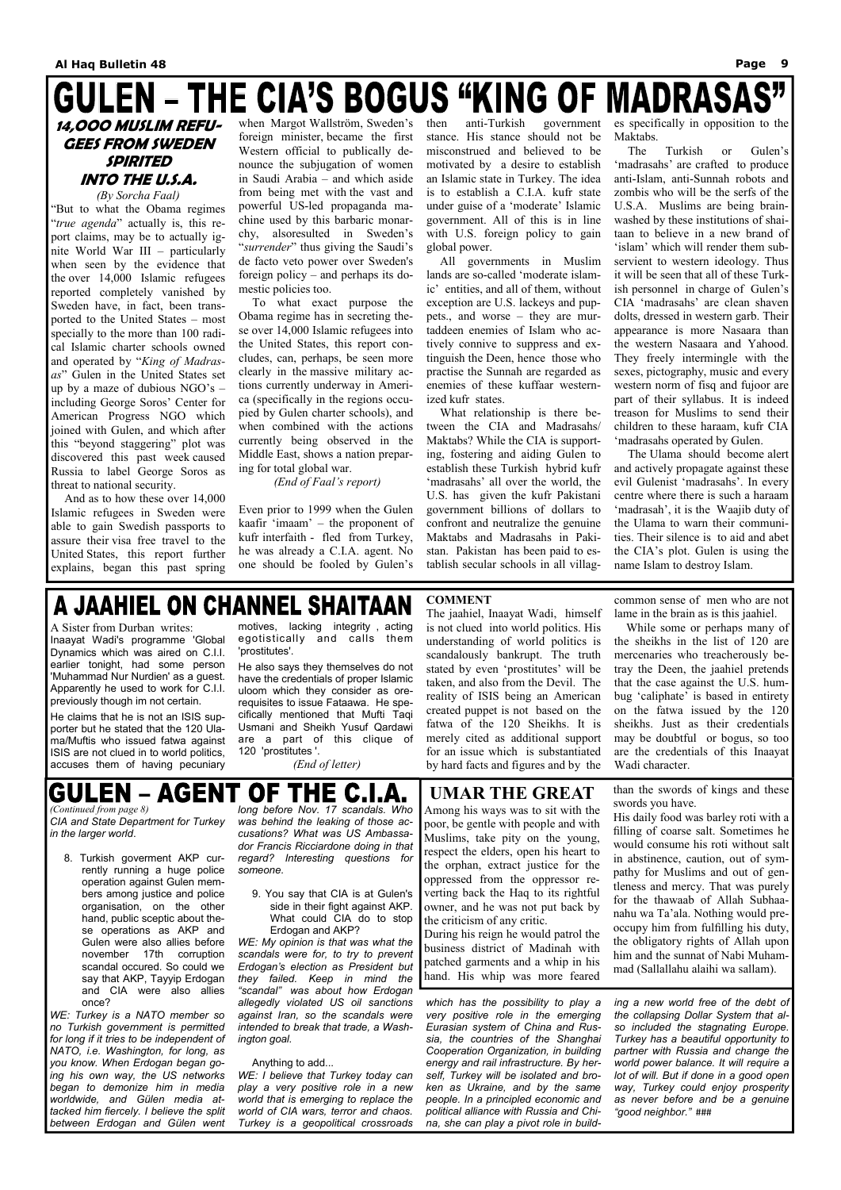# GULEN – THE CIA'S BOGUS "KING OF MADRASAS"

## 14,000 MUSLIM REFUGEES FROM SWEDEN SPIRITED INTO THE U.S.A.

*(By Sorcha Faal)*

"But to what the Obama regimes "*true agenda*" actually is, this report claims, may be to actually ignite World War III – particularly when seen by the evidence that the over 14,000 Islamic refugees reported completely vanished by Sweden have, in fact, been transported to the United States – most specially to the more than 100 radical Islamic charter schools owned and operated by "*King of Madrasas*" Gulen in the United States set up by a maze of dubious NGO's – including George Soros' Center for American Progress NGO which joined with Gulen, and which after this "beyond staggering" plot was discovered this past week caused Russia to label George Soros as threat to national security.

And as to how these over 14,000 Islamic refugees in Sweden were able to gain Swedish passports to assure their visa free travel to the United States, this report further explains, began this past spring when Margot Wallström, Sweden's foreign minister, became the first Western official to publically denounce the subjugation of women in Saudi Arabia – and which aside from being met with the vast and powerful US-led propaganda machine used by this barbaric monarchy, alsoresulted in Sweden's "*surrender*" thus giving the Saudi's de facto veto power over Sweden's foreign policy – and perhaps its domestic policies too.

To what exact purpose the Obama regime has in secreting these over 14,000 Islamic refugees into the United States, this report concludes, can, perhaps, be seen more clearly in the massive military actions currently underway in America (specifically in the regions occupied by Gulen charter schools), and when combined with the actions currently being observed in the Middle East, shows a nation preparing for total global war.

*(End of Faal's report)*

Even prior to 1999 when the Gulen kaafir 'imaam' – the proponent of kufr interfaith - fled from Turkey, he was already a C.I.A. agent. No one should be fooled by Gulen's then anti-Turkish government stance. His stance should not be misconstrued and believed to be motivated by a desire to establish an Islamic state in Turkey. The idea is to establish a C.I.A. kufr state under guise of a 'moderate' Islamic government. All of this is in line with U.S. foreign policy to gain global power.

All governments in Muslim lands are so-called 'moderate islamic' entities, and all of them, without exception are U.S. lackeys and puppets., and worse – they are murtaddeen enemies of Islam who actively connive to suppress and extinguish the Deen, hence those who practise the Sunnah are regarded as enemies of these kuffaar westernized kufr states.

What relationship is there between the CIA and Madrasahs/ Maktabs? While the CIA is supporting, fostering and aiding Gulen to establish these Turkish hybrid kufr 'madrasahs' all over the world, the U.S. has given the kufr Pakistani government billions of dollars to confront and neutralize the genuine Maktabs and Madrasahs in Pakistan. Pakistan has been paid to establish secular schools in all villages specifically in opposition to the Maktabs.

The Turkish or Gulen's 'madrasahs' are crafted to produce anti-Islam, anti-Sunnah robots and zombis who will be the serfs of the U.S.A. Muslims are being brainwashed by these institutions of shaitaan to believe in a new brand of 'islam' which will render them subservient to western ideology. Thus it will be seen that all of these Turkish personnel in charge of Gulen's CIA 'madrasahs' are clean shaven dolts, dressed in western garb. Their appearance is more Nasaara than the western Nasaara and Yahood. They freely intermingle with the sexes, pictography, music and every western norm of fisq and fujoor are part of their syllabus. It is indeed treason for Muslims to send their children to these haraam, kufr CIA 'madrasahs operated by Gulen.

The Ulama should become alert and actively propagate against these evil Gulenist 'madrasahs'. In every centre where there is such a haraam 'madrasah', it is the Waajib duty of the Ulama to warn their communities. Their silence is to aid and abet the CIA's plot. Gulen is using the name Islam to destroy Islam.

# A JAAHIEL ON CHANNEL SHAITAAN

A Sister from Durban writes:

Inaayat Wadi's programme 'Global Dynamics which was aired on C.I.I. earlier tonight, had some person 'Muhammad Nur Nurdien' as a guest. Apparently he used to work for C.I.I. previously though im not certain.

He claims that he is not an ISIS supporter but he stated that the 120 Ulama/Muftis who issued fatwa against ISIS are not clued in to world politics, accuses them of having pecuniary motives, lacking integrity , acting egotistically and calls them 'prostitutes'.

He also says they themselves do not have the credentials of proper Islamic uloom which they consider as orerequisites to issue Fataawa. He specifically mentioned that Mufti Taqi Usmani and Sheikh Yusuf Qardawi are a part of this clique of 120 'prostitutes '.

*(End of letter)*

**COMMENT**

The jaahiel, Inaayat Wadi, himself is not clued into world politics. His understanding of world politics is scandalously bankrupt. The truth stated by even 'prostitutes' will be taken, and also from the Devil. The reality of ISIS being an American created puppet is not based on the fatwa of the 120 Sheikhs. It is merely cited as additional support for an issue which is substantiated by hard facts and figures and by the common sense of men who are not lame in the brain as is this jaahiel.

While some or perhaps many of the sheikhs in the list of 120 are mercenaries who treacherously betray the Deen, the jaahiel pretends that the case against the U.S. humbug 'caliphate' is based in entirety on the fatwa issued by the 120 sheikhs. Just as their credentials may be doubtful or bogus, so too are the credentials of this Inaayat Wadi character.

# GULEN – AGENT OF THE C.I.A.

*(Continued from page 8)*

*CIA and State Department for Turkey in the larger world.*

8. Turkish goverment AKP currently running a huge police operation against Gulen members among justice and police organisation, on the other hand, public sceptic about these operations as AKP and Gulen were also allies before november 17th corruption scandal occured. So could we say that AKP, Tayyip Erdogan and CIA were also allies once?

*WE: Turkey is a NATO member so no Turkish government is permitted for long if it tries to be independent of NATO, i.e. Washington, for long, as you know. When Erdogan began going his own way, the US networks began to demonize him in media worldwide, and Gülen media attacked him fiercely. I believe the split between Erdogan and Gülen went long before Nov. 17 scandals. Who was behind the leaking of those accusations? What was US Ambassador Francis Ricciardone doing in that regard? Interesting questions for someone.*

9. You say that CIA is at Gulen's side in their fight against AKP. What could CIA do to stop Erdogan and AKP?

*WE: My opinion is that was what the scandals were for, to try to prevent Erdogan's election as President but they failed. Keep in mind the "scandal" was about how Erdogan allegedly violated US oil sanctions against Iran, so the scandals were intended to break that trade, a Washington goal.*

Anything to add...

*WE: I believe that Turkey today can play a very positive role in a new world that is emerging to replace the world of CIA wars, terror and chaos. Turkey is a geopolitical crossroads which has the possibility to play a very positive role in the emerging Eurasian system of China and Russia, the countries of the Shanghai Cooperation Organization, in building energy and rail infrastructure. By herself, Turkey will be isolated and broken as Ukraine, and by the same people. In a principled economic and political alliance with Russia and China, she can play a pivot role in building a new world free of the debt of the collapsing Dollar System that also included the stagnating Europe. Turkey has a beautiful opportunity to partner with Russia and change the world power balance. It will require a lot of will. But if done in a good open way, Turkey could enjoy prosperity as never before and be a genuine "good neighbor."* ###

## UMAR THE GREAT

Among his ways was to sit with the poor, be gentle with people and with Muslims, take pity on the young, respect the elders, open his heart to the orphan, extract justice for the oppressed from the oppressor reverting back the Haq to its rightful owner, and he was not put back by the criticism of any critic.

During his reign he would patrol the business district of Madinah with patched garments and a whip in his hand. His whip was more feared than the swords of kings and these swords you have.

His daily food was barley roti with a filling of coarse salt. Sometimes he would consume his roti without salt in abstinence, caution, out of sympathy for Muslims and out of gentleness and mercy. That was purely for the thawaab of Allah Subhaanahu wa Ta'ala. Nothing would preoccupy him from fulfilling his duty, the obligatory rights of Allah upon him and the sunnat of Nabi Muhammad (Sallallahu alaihi wa sallam).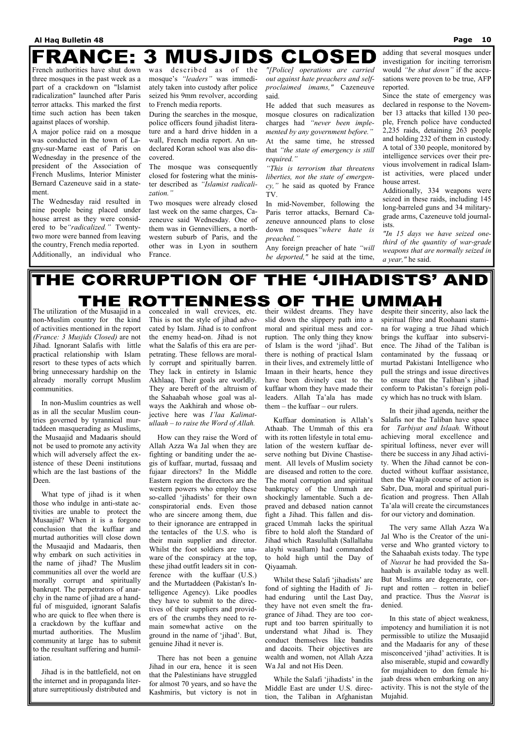# FRANCE: 3 MUSJIDS CLOSED

French authorities have shut down three mosques in the past week as a part of a crackdown on "Islamist radicalization" launched after Paris terror attacks. This marked the first time such action has been taken against places of worship.

A major police raid on a mosque was conducted in the town of Lagny-sur-Marne east of Paris on Wednesday in the presence of the president of the Association of French Muslims, Interior Minister Bernard Cazeneuve said in a statement.

The Wednesday raid resulted in nine people being placed under house arrest as they were considered to be *"radicalized."* Twenty-two more were banned from leaving the country, French media reported. Additionally, an individual who was described as of the mosque's *"leaders"* was immediately taken into custody after police seized his 9mm revolver, according to French media reports.

During the searches in the mosque, police officers found jihadist literature and a hard drive hidden in a wall, French media report. An undeclared Koran school was also discovered.

The mosque was consequently closed for fostering what the minister described as *"Islamist radicalization."*

Two mosques were already closed last week on the same charges, Cazeneuve said Wednesday. One of them was in Gennevilliers, a northwestern suburb of Paris, and the other was in Lyon in southern France.

*"[Police] operations are carried out against hate preachers and self-proclaimed imams,"* Cazeneuve said.

He added that such measures as mosque closures on radicalization charges had *"never been implemented by any government before."* At the same time, he stressed that *"the state of emergency is still required."*

*"This is terrorism that threatens liberties, not the state of emergency,"* he said as quoted by France TV.

In mid-November, following the Paris terror attacks, Bernard Cazeneuve announced plans to close down mosques *"where hate is preached."*

Any foreign preacher of hate *"will be deported,"* he said at the time, adding that several mosques under investigation for inciting terrorism would *"be shut down"* if the accusations were proven to be true, AFP reported.

Since the state of emergency was declared in response to the November 13 attacks that killed 130 people, French police have conducted 2,235 raids, detaining 263 people and holding 232 of them in custody. A total of 330 people, monitored by intelligence services over their previous involvement in radical Islamist activities, were placed under house arrest.

Additionally, 334 weapons were seized in these raids, including 145 long-barreled guns and 34 military-grade arms, Cazeneuve told journalists.

*"In 15 days we have seized one-third of the quantity of war-grade weapons that are normally seized in a year,"* he said.

# THE CORRUPTION OF THE 'JIHADISTS' AND THE ROTTENNESS OF THE UMMAH

The utilization of the Musaajid in a non-Muslim country for the kind of activities mentioned in the report *(France: 3 Musjids Closed)* are not Jihad. Ignorant Salafis with little practical relationship with Islam resort to these types of acts which bring unnecessary hardship on the already morally corrupt Muslim communities.

In non-Muslim countries as well as in all the secular Muslim countries governed by tyrannical murtaddeen masquerading as Muslims, the Musaajid and Madaaris should not be used to promote any activity which will adversely affect the existence of these Deeni institutions which are the last bastions of the Deen.

What type of jihad is it when those who indulge in anti-state activities are unable to protect the Musaajid? When it is a forgone conclusion that the kuffaar and murtad authorities will close down the Musaajid and Madaaris, then why embark on such activities in the name of jihad? The Muslim communities all over the world are morally corrupt and spiritually bankrupt. The perpetrators of anarchy in the name of jihad are a handful of misguided, ignorant Salafis who are quick to flee when there is a crackdown by the kuffaar and murtad authorities. The Muslim community at large has to submit to the resultant suffering and humiliation.

Jihad is in the battlefield, not on the internet and in propaganda literature surreptitiously distributed and concealed in wall crevices, etc. This is not the style of jihad advocated by Islam. Jihad is to confront the enemy head-on. Jihad is not what the Salafis of this era are perpetrating. These fellows are morally corrupt and spiritually barren. They lack in entirety in Islamic Akhlaaq. Their goals are worldly. They are bereft of the altruism of the Sahaabah whose goal was always the Aakhirah and whose objective here was *I'laa Kalimatullaah – to raise the Word of Allah.*

How can they raise the Word of Allah Azza Wa Jal when they are fighting or banditing under the aegis of kuffaar, murtad, fussaaq and fujaar directors? In the Middle Eastern region the directors are the western powers who employ these so-called 'jihadists' for their own conspiratorial ends. Even those who are sincere among them, due to their ignorance are entrapped in the tentacles of the U.S. who is their main supplier and director. Whilst the foot soldiers are unaware of the conspiracy at the top, these jihad outfit leaders sit in conference with the kuffaar (U.S.) and the Murtaddeen (Pakistan's Intelligence Agency). Like poodles they have to submit to the directives of their suppliers and providers of the crumbs they need to remain somewhat active on the ground in the name of 'jihad'. But, genuine Jihad it never is.

There has not been a genuine Jihad in our era, hence it is seen that the Palestinians have struggled for almost 70 years, and so have the Kashmiris, but victory is not in their wildest dreams. They have slid down the slippery path into a moral and spiritual mess and corruption. The only thing they know of Islam is the word 'jihad'. But there is nothing of practical Islam in their lives, and extremely little of Imaan in their hearts, hence they have been divinely cast to the kuffaar whom they have made their leaders. Allah Ta'ala has made them – the kuffaar – our rulers.

Kuffaar domination is Allah's Athaab. The Ummah of this era with its rotten lifestyle in total emulation of the western kuffaar deserve nothing but Divine Chastisement. All levels of Muslim society are diseased and rotten to the core. The moral corruption and spiritual bankruptcy of the Ummah are shockingly lamentable. Such a depraved and debased nation cannot fight a Jihad. This fallen and disgraced Ummah lacks the spiritual fibre to hold aloft the Standard of Jihad which Rasulullah (Sallallahu alayhi wasallam) had commanded to hold high until the Day of Qiyaamah.

Whilst these Salafi 'jihadists' are fond of sighting the Hadith of Jihad enduring until the Last Day, they have not even smelt the fragrance of Jihad. They are too corrupt and too barren spiritually to understand what Jihad is. They conduct themselves like bandits and dacoits. Their objectives are wealth and women, not Allah Azza Wa Jal and not His Deen.

While the Salafi 'jihadists' in the Middle East are under U.S. direction, the Taliban in Afghanistan despite their sincerity, also lack the spiritual fibre and Roohaani stamina for waging a true Jihad which brings the kuffaar into subservience. The Jihad of the Taliban is contaminated by the fussaaq or murtad Pakistani Intelligence who pull the strings and issue directives to ensure that the Taliban's jihad conform to Pakistan's foreign policy which has no truck with Islam.

In their jihad agenda, neither the Salafis nor the Taliban have space for *Tarbiyat and Islaah.* Without achieving moral excellence and spiritual loftiness, never ever will there be success in any Jihad activity. When the Jihad cannot be conducted without kuffaar assistance, then the Waajib course of action is Sabr, Dua, moral and spiritual purification and progress. Then Allah Ta'ala will create the circumstances for our victory and domination.

The very same Allah Azza Wa Jal Who is the Creator of the universe and Who granted victory to the Sahaabah exists today. The type of *Nusrat* he had provided the Sahaabah is available today as well. But Muslims are degenerate, corrupt and rotten – rotten in belief and practice. Thus the *Nusrat* is denied.

In this state of abject weakness, impotency and humiliation it is not permissible to utilize the Musaajid and the Madaaris for any of these misconceived 'jihad' activities. It is also miserable, stupid and cowardly for mujahideen to don female hijaab dress when embarking on any activity. This is not the style of the Mujahid.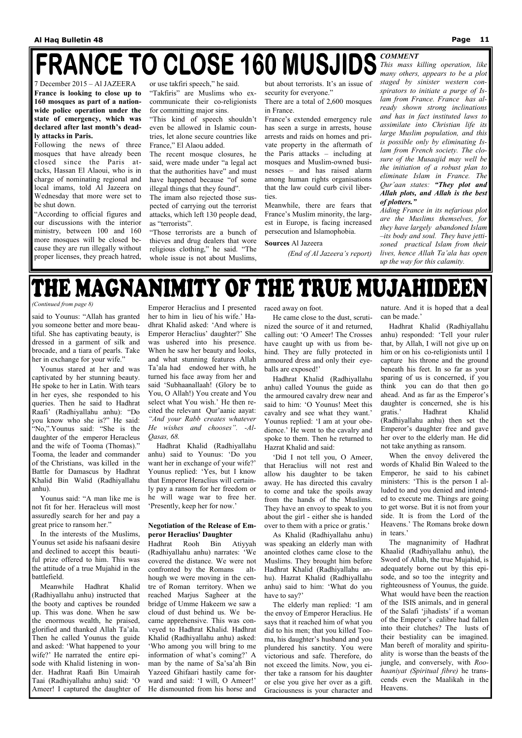# FRANCE TO CLOSE 160 MUSJIDS

7 December 2015 – Al JAZEERA

**France is looking to close up to 160 mosques as part of a nationwide police operation under the state of emergency, which was declared after last month's deadly attacks in Paris.**

Following the news of three mosques that have already been closed since the Paris attacks, Hassan El Alaoui, who is in charge of nominating regional and local imams, told Al Jazeera on Wednesday that more were set to be shut down.

"According to official figures and our discussions with the interior ministry, between 100 and 160 more mosques will be closed because they are run illegally without proper licenses, they preach hatred, or use takfiri speech," he said.

"Takfiris" are Muslims who excommunicate their co-religionists for committing major sins.

"This kind of speech shouldn't even be allowed in Islamic countries, let alone secure countries like France," El Alaou added.

The recent mosque closures, he said, were made under "a legal act that the authorities have" and must have happened because "of some illegal things that they found".

The imam also rejected those suspected of carrying out the terrorist attacks, which left 130 people dead, as "terrorists".

"Those terrorists are a bunch of thieves and drug dealers that wore religious clothing," he said. "The whole issue is not about Muslims, but about terrorists. It's an issue of security for everyone."

There are a total of 2,600 mosques in France.

France's extended emergency rule has seen a surge in arrests, house arrests and raids on homes and private property in the aftermath of the Paris attacks – including at mosques and Muslim-owned businesses – and has raised alarm among human rights organisations that the law could curb civil liberties.

Meanwhile, there are fears that France's Muslim minority, the largest in Europe, is facing increased persecution and Islamophobia.

**Sources** Al Jazeera

*(End of Al Jazeera's report)*

***COMMENT***

*This mass killing operation, like many others, appears to be a plot staged by sinister western conspirators to initiate a purge of Islam from France. France has already shown strong inclinations and has in fact instituted laws to assimilate into Christian life its large Muslim population, and this is possible only by eliminating Islam from French society. The closure of the Musaajid may well be the initiation of a robust plan to eliminate Islam in France. The Qur'aan states:* ***"They plot and Allah plots, and Allah is the best of plotters."***

*Aiding France in its nefarious plot are the Muslims themselves, for they have largely abandoned Islam –its body and soul. They have jettisoned practical Islam from their lives, hence Allah Ta'ala has open up the way for this calamity.*

# THE MAGNANIMITY OF THE TRUE MUJAHIDEEN

*(Continued from page 8)*

said to Younus: "Allah has granted you someone better and more beautiful. She has captivating beauty, is dressed in a garment of silk and brocade, and a tiara of pearls. Take her in exchange for your wife."

Younus stared at her and was captivated by her stunning beauty. He spoke to her in Latin. With tears in her eyes, she responded to his queries. Then he said to Hadhrat Raafi' (Radhiyallahu anhu): "Do you know who she is?" He said: "No,".Younus said: "She is the daughter of the emperor Heracleus and the wife of Tooma (Thomas)." Tooma, the leader and commander of the Christians, was killed in the Battle for Damascus by Hadhrat Khalid Bin Walid (Radhiyallahu anhu).

Younus said: "A man like me is not fit for her. Heracleus will most assuredly search for her and pay a great price to ransom her."

In the interests of the Muslims, Younus set aside his nafsaani desire and declined to accept this beautiful prize offered to him. This was the attitude of a true Mujahid in the battlefield.

Meanwhile Hadhrat Khalid (Radhiyallahu anhu) instructed that the booty and captives be rounded up. This was done. When he saw the enormous wealth, he praised, glorified and thanked Allah Ta'ala. Then he called Younus the guide and asked: 'What happened to your wife?' He narrated the entire episode with Khalid listening in wonder. Hadhrat Raafi Bin Umairah Taai (Radhiyallahu anhu) said: 'O Ameer! I captured the daughter of Emperor Heraclius and I presented her to him in lieu of his wife.' Hadhrat Khalid asked: 'And where is Emperor Heraclius' daughter?' She was ushered into his presence. When he saw her beauty and looks, and what stunning features Allah Ta'ala had endowed her with, he turned his face away from her and said 'Subhaanallaah! (Glory be to You, O Allah!) You create and You select what You wish.' He then recited the relevant Qur'aanic aayat: *"And your Rabb creates whatever He wishes and chooses". -Al-Qasas, 68.*

Hadhrat Khalid (Radhiyallahu anhu) said to Younus: 'Do you want her in exchange of your wife?' Younus replied: 'Yes, but I know that Emperor Heraclius will certainly pay a ransom for her freedom or he will wage war to free her. 'Presently, keep her for now.'

**Negotiation of the Release of Emperor Heraclius' Daughter**

Hadhrat Rooh Bin Atiyyah (Radhiyallahu anhu) narrates: 'We covered the distance. We were not confronted by the Romans although we were moving in the centre of Roman territory. When we reached Marjus Sagheer at the bridge of Umme Hakeem we saw a cloud of dust behind us. We became apprehensive. This was conveyed to Hadhrat Khalid. Hadhrat Khalid (Radhiyallahu anhu) asked: 'Who among you will bring to me information of what's coming?' A man by the name of Sa'sa'ah Bin Yazeed Ghifaari hastily came forward and said: 'I will, O Ameer!' He dismounted from his horse and raced away on foot.

He came close to the dust, scrutinized the source of it and returned, calling out: 'O Ameer! The Crosses have caught up with us from behind. They are fully protected in armoured dress and only their eyeballs are exposed!'

Hadhrat Khalid (Radhiyallahu anhu) called Younus the guide as the armoured cavalry drew near and said to him: 'O Younus! Meet this cavalry and see what they want.' Younus replied: 'I am at your obedience.' He went to the cavalry and spoke to them. Then he returned to Hazrat Khalid and said:

'Did I not tell you, O Ameer, that Heraclius will not rest and allow his daughter to be taken away. He has directed this cavalry to come and take the spoils away from the hands of the Muslims. They have an envoy to speak to you about the girl - either she is handed over to them with a price or gratis.'

As Khalid (Radhiyallahu anhu) was speaking an elderly man with anointed clothes came close to the Muslims. They brought him before Hadhrat Khalid (Radhiyallahu anhu). Hazrat Khalid (Radhiyallahu anhu) said to him: 'What do you have to say?'

The elderly man replied: 'I am the envoy of Emperor Heraclius. He says that it reached him of what you did to his men; that you killed Tooma, his daughter's husband and you plundered his sanctity. You were victorious and safe. Therefore, do not exceed the limits. Now, you either take a ransom for his daughter or else you give her over as a gift. Graciousness is your character and nature. And it is hoped that a deal can be made.'

Hadhrat Khalid (Radhiyallahu anhu) responded: 'Tell your ruler that, by Allah, I will not give up on him or on his co-religionists until I capture his throne and the ground beneath his feet. In so far as your sparing of us is concerned, if you think you can do that then go ahead. And as far as the Emperor's daughter is concerned, she is his gratis.' Hadhrat Khalid (Radhiyallahu anhu) then set the Emperor's daughter free and gave her over to the elderly man. He did not take anything as ransom.

When the envoy delivered the words of Khalid Bin Waleed to the Emperor, he said to his cabinet ministers: 'This is the person I alluded to and you denied and intended to execute me. Things are going to get worse. But it is not from your side. It is from the Lord of the Heavens.' The Romans broke down in tears.'

The magnanimity of Hadhrat Khaalid (Radhiyallahu anhu), the Sword of Allah, the true Mujahid, is adequately borne out by this episode, and so too the integrity and righteousness of Younus, the guide. What would have been the reaction of the ISIS animals, and in general of the Salafi 'jihadists' if a woman of the Emperor's calibre had fallen into their clutches? The lusts of their bestiality can be imagined. Man bereft of morality and spirituality is worse than the beasts of the jungle, and conversely, with *Roohaaniyat (Spiritual fibre)* he transcends even the Maalikah in the Heavens.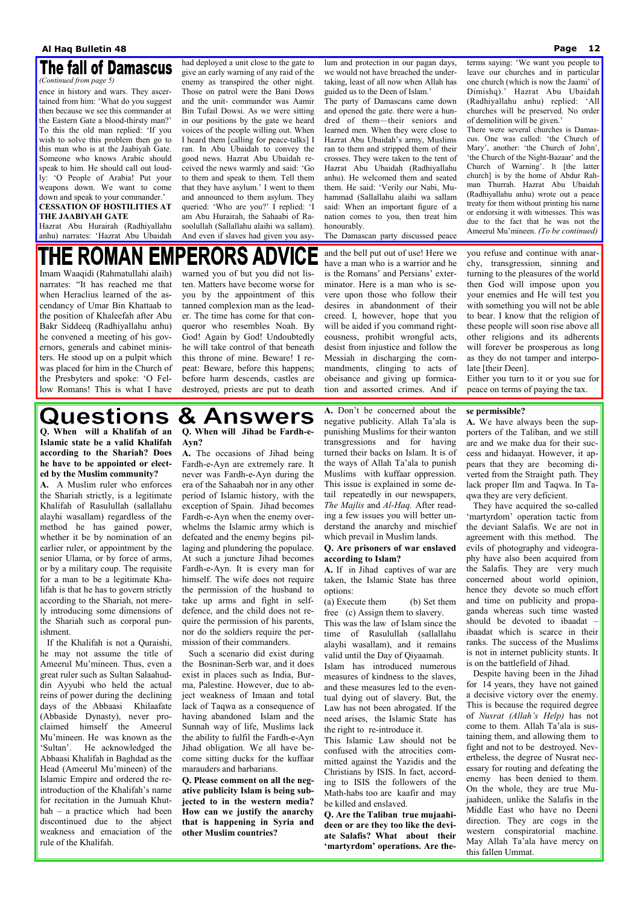# The fall of Damascus

*(Continued from page 5)*

ence in history and wars. They ascertained from him: 'What do you suggest then because we see this commander at the Eastern Gate a blood-thirsty man?' To this the old man replied: 'If you wish to solve this problem then go to this man who is at the Jaabiyah Gate. Someone who knows Arabic should speak to him. He should call out loudly: 'O People of Arabia! Put your weapons down. We want to come down and speak to your commander.'

**CESSATION OF HOSTILITIES AT THE JAABIYAH GATE**

Hazrat Abu Hurairah (Radhiyallahu anhu) narrates: 'Hazrat Abu Ubaidah had deployed a unit close to the gate to give an early warning of any raid of the enemy as transpired the other night. Those on patrol were the Bani Dows and the unit- commander was Aamir Bin Tufail Dowsi. As we were sitting in our positions by the gate we heard voices of the people willing out. When I heard them [calling for peace-talks] I ran. In Abu Ubaidah to convey the good news. Hazrat Abu Ubaidah received the news warmly and said: 'Go to them and speak to them. Tell them that they have asylum.' I went to them and announced to them asylum. They queried: 'Who are you?' I replied: 'I am Abu Hurairah, the Sahaabi of Rasoolullah (Sallallahu alaihi wa sallam). And even if slaves had given you asylum and protection in our pagan days, we would not have breached the undertaking, least of all now when Allah has guided us to the Deen of Islam.'

The party of Damascans came down and opened the gate. there were a hundred of them—their seniors and learned men. When they were close to Hazrat Abu Ubaidah's army, Muslims ran to them and stripped them of their crosses. They were taken to the tent of Hazrat Abu Ubaidah (Radhiyallahu anhu). He welcomed them and seated them. He said: 'Verily our Nabi, Muhammad (Sallallahu alaihi wa sallam said: When an important figure of a nation comes to you, then treat him honourably.

The Damascan party discussed peace terms saying: 'We want you people to leave our churches and in particular one church (which is now the Jaami' of Dimishq).' Hazrat Abu Ubaidah (Radhiyallahu anhu) replied: 'All churches will be preserved. No order of demolition will be given.'

There were several churches is Damascus. One was called: 'the Church of Mary', another: 'the Church of John', 'the Church of the Night-Bazaar' and the Church of Warning'. It [the latter church] is by the home of Abdur Rahman Thurrah. Hazrat Abu Ubaidah (Radhiyallahu anhu) wrote out a peace treaty for them without printing his name or endorsing it with witnesses. This was due to the fact that he was not the Ameerul Mu'mineen. *(To be continued)*

# THE ROMAN EMPERORS ADVICE

Imam Waaqidi (Rahmatullahi alaih) narrates: "It has reached me that when Heraclius learned of the ascendancy of Umar Bin Khattaab to the position of Khaleefah after Abu Bakr Siddeeq (Radhiyallahu anhu) he convened a meeting of his governors, generals and cabinet ministers. He stood up on a pulpit which was placed for him in the Church of the Presbyters and spoke: 'O Fellow Romans! This is what I have warned you of but you did not listen. Matters have become worse for you by the appointment of this tanned complexion man as the leader. The time has come for that conqueror who resembles Noah. By God! Again by God! Undoubtedly he will take control of that beneath this throne of mine. Beware! I repeat: Beware, before this happens; before harm descends, castles are destroyed, priests are put to death and the bell put out of use! Here we have a man who is a warrior and he is the Romans' and Persians' exterminator. Here is a man who is severe upon those who follow their desires in abandonment of their creed. I, however, hope that you will be aided if you command righteousness, prohibit wrongful acts, desist from injustice and follow the Messiah in discharging the commandments, clinging to acts of obeisance and giving up fornication and assorted crimes. And if you refuse and continue with anarchy, transgression, sinning and turning to the pleasures of the world then God will impose upon you your enemies and He will test you with something you will not be able to bear. I know that the religion of these people will soon rise above all other religions and its adherents will forever be prosperous as long as they do not tamper and interpolate [their Deen].

Either you turn to it or you sue for peace on terms of paying the tax.

# Questions & Answers

**Q. When will a Khalifah of an Islamic state be a valid Khalifah according to the Shariah? Does he have to be appointed or elected by the Muslim community?**

**A.** A Muslim ruler who enforces the Shariah strictly, is a legitimate Khalifah of Rasulullah (sallallahu alayhi wasallam) regardless of the method he has gained power, whether it be by nomination of an earlier ruler, or appointment by the senior Ulama, or by force of arms, or by a military coup. The requisite for a man to be a legitimate Khalifah is that he has to govern strictly according to the Shariah, not merely introducing some dimensions of the Shariah such as corporal punishment.

If the Khalifah is not a Quraishi, he may not assume the title of Ameerul Mu'mineen. Thus, even a great ruler such as Sultan Salaahuddin Ayyubi who held the actual reins of power during the declining days of the Abbaasi Khilaafate (Abbaside Dynasty), never proclaimed himself the Ameerul Mu'mineen. He was known as the 'Sultan'. He acknowledged the Abbaasi Khalifah in Baghdad as the Head (Ameerul Mu'mineen) of the Islamic Empire and ordered the reintroduction of the Khalifah's name for recitation in the Jumuah Khutbah – a practice which had been discontinued due to the abject weakness and emaciation of the rule of the Khalifah.

**Q. When will Jihad be Fardh-e-Ayn?**

**A.** The occasions of Jihad being Fardh-e-Ayn are extremely rare. It never was Fardh-e-Ayn during the era of the Sahaabah nor in any other period of Islamic history, with the exception of Spain. Jihad becomes Fardh-e-Ayn when the enemy overwhelms the Islamic army which is defeated and the enemy begins pillaging and plundering the populace. At such a juncture Jihad becomes Fardh-e-Ayn. It is every man for himself. The wife does not require the permission of the husband to take up arms and fight in self-defence, and the child does not require the permission of his parents, nor do the soldiers require the permission of their commanders.

Such a scenario did exist during the Bosninan-Serb war, and it does exist in places such as India, Burma, Palestine. However, due to abject weakness of Imaan and total lack of Taqwa as a consequence of having abandoned Islam and the Sunnah way of life, Muslims lack the ability to fulfil the Fardh-e-Ayn Jihad obligation. We all have become sitting ducks for the kuffaar marauders and barbarians.

**Q. Please comment on all the negative publicity Islam is being subjected to in the western media? How can we justify the anarchy that is happening in Syria and other Muslim countries?**

**A.** Don't be concerned about the negative publicity. Allah Ta'ala is punishing Muslims for their wanton transgressions and for having turned their backs on Islam. It is of the ways of Allah Ta'ala to punish Muslims with kuffaar oppression. This issue is explained in some detail repeatedly in our newspapers, *The Majlis* and *Al-Haq*. After reading a few issues you will better understand the anarchy and mischief which prevail in Muslim lands.

**Q. Are prisoners of war enslaved according to Islam?**

**A.** If in Jihad captives of war are taken, the Islamic State has three options:

(a) Execute them (b) Set them free (c) Assign them to slavery.

This was the law of Islam since the time of Rasulullah (sallallahu alayhi wasallam), and it remains valid until the Day of Qiyaamah.

Islam has introduced numerous measures of kindness to the slaves, and these measures led to the eventual dying out of slavery. But, the Law has not been abrogated. If the need arises, the Islamic State has the right to re-introduce it.

This Islamic Law should not be confused with the atrocities committed against the Yazidis and the Christians by ISIS. In fact, according to ISIS the followers of the Math-habs too are kaafir and may be killed and enslaved.

**Q. Are the Taliban true mujaahideen or are they too like the deviate Salafis? What about their 'martyrdom' operations. Are these permissible?**

**A.** We have always been the supporters of the Taliban, and we still are and we make dua for their success and hidaayat. However, it appears that they are becoming diverted from the Straight path. They lack proper Ilm and Taqwa. In Taqwa they are very deficient.

They have acquired the so-called 'martyrdom' operation tactic from the deviant Salafis. We are not in agreement with this method. The evils of photography and videography have also been acquired from the Salafis. They are very much concerned about world opinion, hence they devote so much effort and time on publicity and propaganda whereas such time wasted should be devoted to ibaadat – ibaadat which is scarce in their ranks. The success of the Muslims is not in internet publicity stunts. It is on the battlefield of Jihad.

Despite having been in the Jihad for 14 years, they have not gained a decisive victory over the enemy. This is because the required degree of *Nusrat (Allah's Help)* has not come to them. Allah Ta'ala is sustaining them, and allowing them to fight and not to be destroyed. Nevertheless, the degree of Nusrat necessary for routing and defeating the enemy has been denied to them. On the whole, they are true Mujaahideen, unlike the Salafis in the Middle East who have no Deeni direction. They are cogs in the western conspiratorial machine. May Allah Ta'ala have mercy on this fallen Ummat.